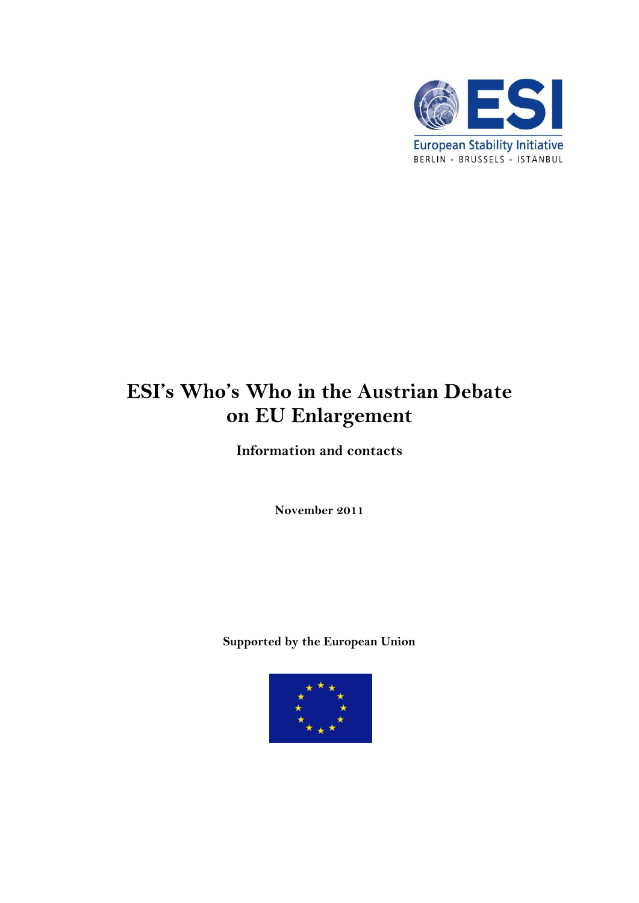ESI

European Stability Initiative

BERLIN - BRUSSELS - ISTANBUL

# ESI's Who's Who in the Austrian Debate on EU Enlargement

**Information and contacts**

**November 2011**

**Supported by the European Union**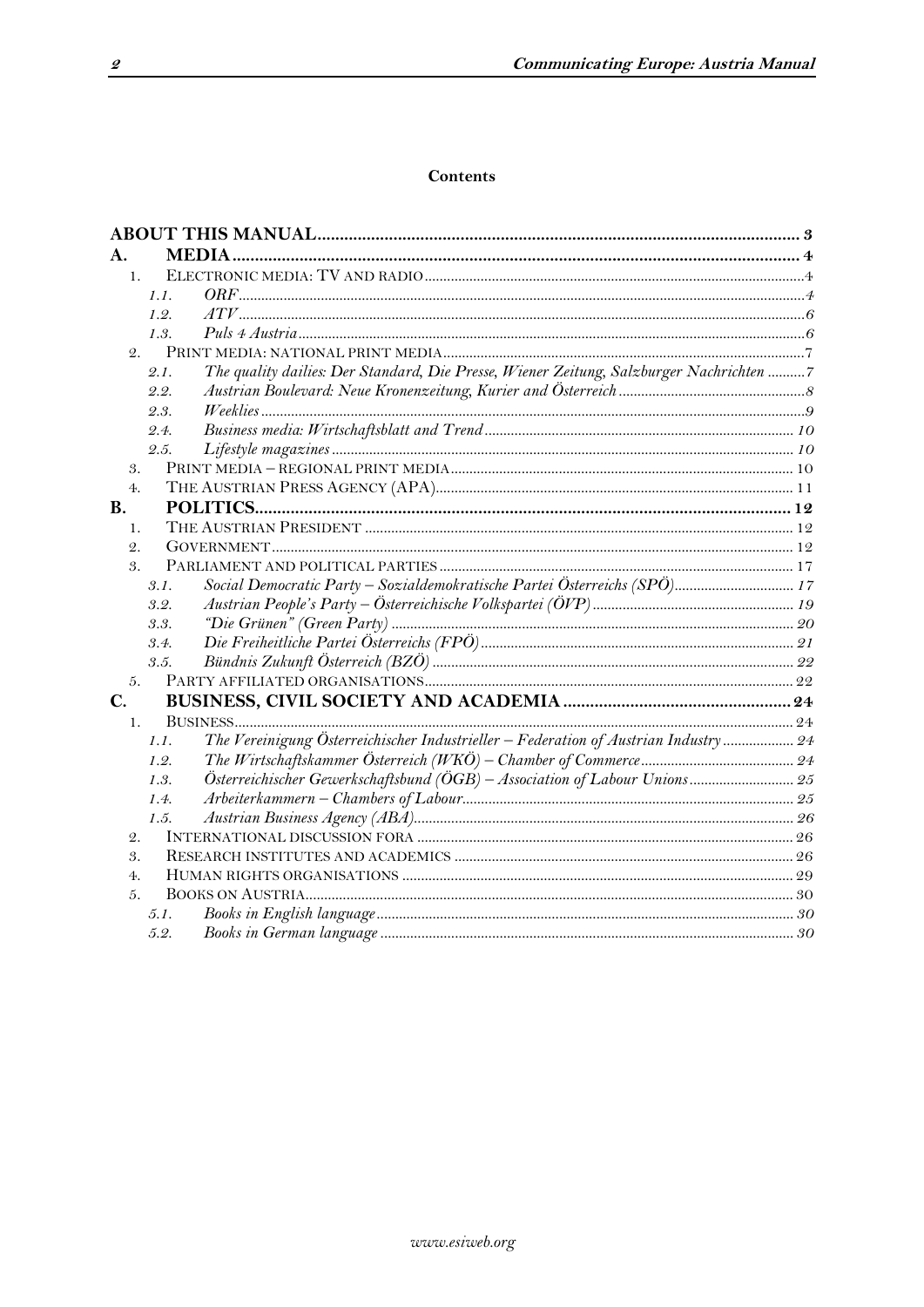**Contents**

**ABOUT THIS MANUAL** ... 3

**A. MEDIA** ... 4

1. ELECTRONIC MEDIA: TV AND RADIO ... 4
   - 1.1. *ORF* ... 4
   - 1.2. *ATV* ... 6
   - 1.3. *Puls 4 Austria* ... 6
2. PRINT MEDIA: NATIONAL PRINT MEDIA ... 7
   - 2.1. *The quality dailies: Der Standard, Die Presse, Wiener Zeitung, Salzburger Nachrichten* ... 7
   - 2.2. *Austrian Boulevard: Neue Kronenzeitung, Kurier and Österreich* ... 8
   - 2.3. *Weeklies* ... 9
   - 2.4. *Business media: Wirtschaftsblatt and Trend* ... 10
   - 2.5. *Lifestyle magazines* ... 10
3. PRINT MEDIA – REGIONAL PRINT MEDIA ... 10
4. THE AUSTRIAN PRESS AGENCY (APA) ... 11

**B. POLITICS** ... 12

1. THE AUSTRIAN PRESIDENT ... 12
2. GOVERNMENT ... 12
3. PARLIAMENT AND POLITICAL PARTIES ... 17
   - 3.1. *Social Democratic Party – Sozialdemokratische Partei Österreichs (SPÖ)* ... 17
   - 3.2. *Austrian People's Party – Österreichische Volkspartei (ÖVP)* ... 19
   - 3.3. *"Die Grünen" (Green Party)* ... 20
   - 3.4. *Die Freiheitliche Partei Österreichs (FPÖ)* ... 21
   - 3.5. *Bündnis Zukunft Österreich (BZÖ)* ... 22
5. PARTY AFFILIATED ORGANISATIONS ... 22

**C. BUSINESS, CIVIL SOCIETY AND ACADEMIA** ... 24

1. BUSINESS ... 24
   - 1.1. *The Vereinigung Österreichischer Industrieller – Federation of Austrian Industry* ... 24
   - 1.2. *The Wirtschaftskammer Österreich (WKÖ) – Chamber of Commerce* ... 24
   - 1.3. *Österreichischer Gewerkschaftsbund (ÖGB) – Association of Labour Unions* ... 25
   - 1.4. *Arbeiterkammern – Chambers of Labour* ... 25
   - 1.5. *Austrian Business Agency (ABA)* ... 26
2. INTERNATIONAL DISCUSSION FORA ... 26
3. RESEARCH INSTITUTES AND ACADEMICS ... 26
4. HUMAN RIGHTS ORGANISATIONS ... 29
5. BOOKS ON AUSTRIA ... 30
   - 5.1. *Books in English language* ... 30
   - 5.2. *Books in German language* ... 30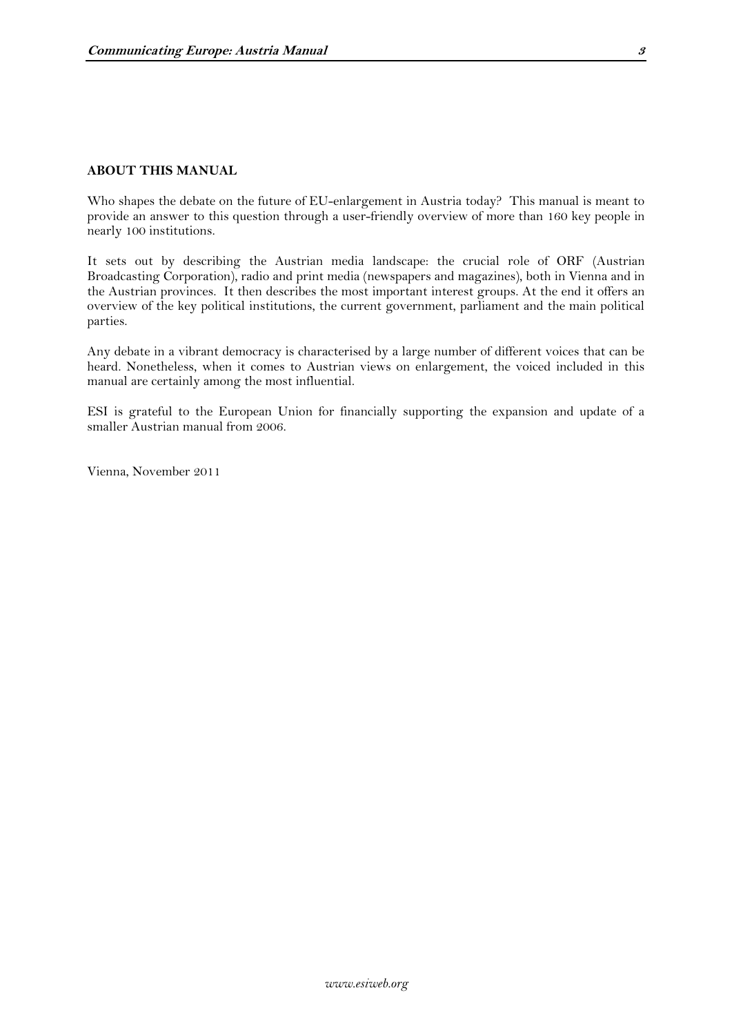## ABOUT THIS MANUAL

Who shapes the debate on the future of EU-enlargement in Austria today? This manual is meant to provide an answer to this question through a user-friendly overview of more than 160 key people in nearly 100 institutions.

It sets out by describing the Austrian media landscape: the crucial role of ORF (Austrian Broadcasting Corporation), radio and print media (newspapers and magazines), both in Vienna and in the Austrian provinces. It then describes the most important interest groups. At the end it offers an overview of the key political institutions, the current government, parliament and the main political parties.

Any debate in a vibrant democracy is characterised by a large number of different voices that can be heard. Nonetheless, when it comes to Austrian views on enlargement, the voiced included in this manual are certainly among the most influential.

ESI is grateful to the European Union for financially supporting the expansion and update of a smaller Austrian manual from 2006.

Vienna, November 2011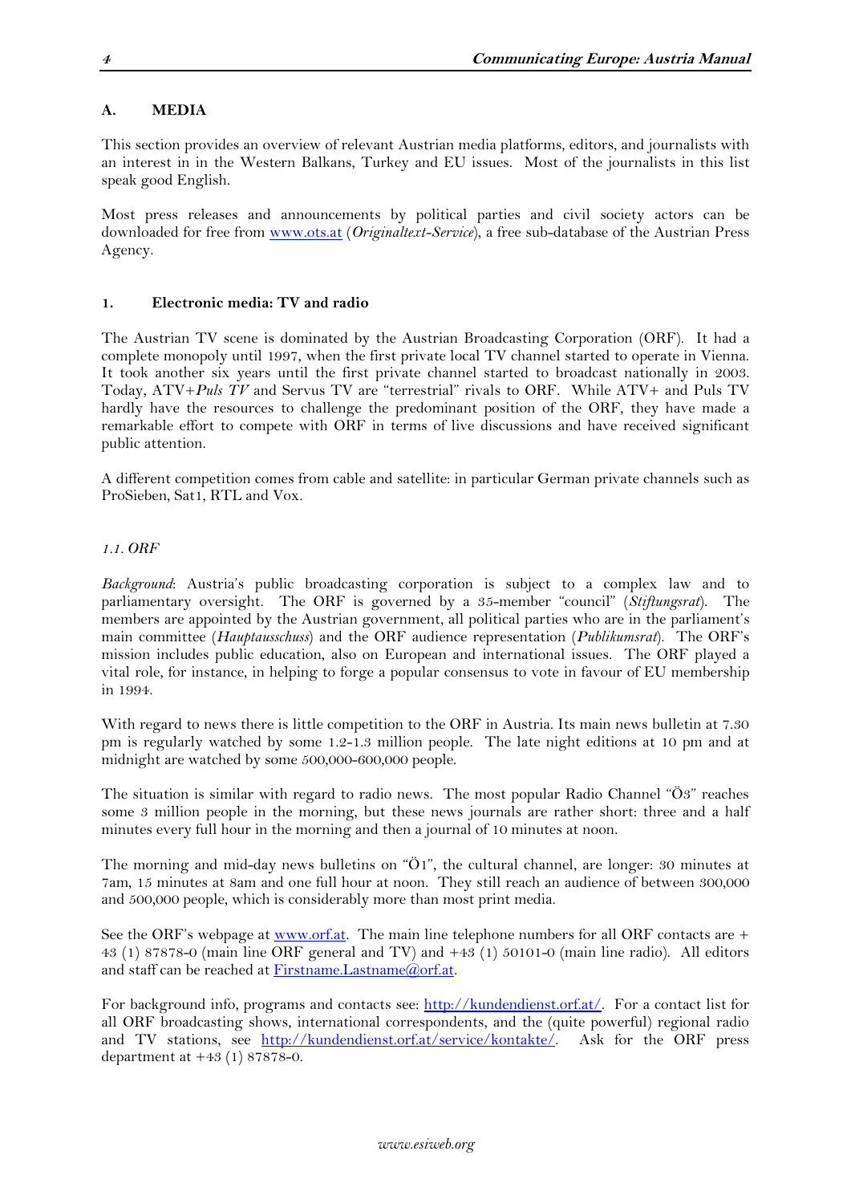## A. MEDIA

This section provides an overview of relevant Austrian media platforms, editors, and journalists with an interest in in the Western Balkans, Turkey and EU issues. Most of the journalists in this list speak good English.

Most press releases and announcements by political parties and civil society actors can be downloaded for free from [www.ots.at](http://www.ots.at) (*Originaltext-Service*), a free sub-database of the Austrian Press Agency.

### 1. Electronic media: TV and radio

The Austrian TV scene is dominated by the Austrian Broadcasting Corporation (ORF). It had a complete monopoly until 1997, when the first private local TV channel started to operate in Vienna. It took another six years until the first private channel started to broadcast nationally in 2003. Today, ATV+*Puls TV* and Servus TV are "terrestrial" rivals to ORF. While ATV+ and Puls TV hardly have the resources to challenge the predominant position of the ORF, they have made a remarkable effort to compete with ORF in terms of live discussions and have received significant public attention.

A different competition comes from cable and satellite: in particular German private channels such as ProSieben, Sat1, RTL and Vox.

#### *1.1. ORF*

*Background*: Austria's public broadcasting corporation is subject to a complex law and to parliamentary oversight. The ORF is governed by a 35-member "council" (*Stiftungsrat*). The members are appointed by the Austrian government, all political parties who are in the parliament's main committee (*Hauptausschuss*) and the ORF audience representation (*Publikumsrat*). The ORF's mission includes public education, also on European and international issues. The ORF played a vital role, for instance, in helping to forge a popular consensus to vote in favour of EU membership in 1994.

With regard to news there is little competition to the ORF in Austria. Its main news bulletin at 7.30 pm is regularly watched by some 1.2-1.3 million people. The late night editions at 10 pm and at midnight are watched by some 500,000-600,000 people.

The situation is similar with regard to radio news. The most popular Radio Channel "Ö3" reaches some 3 million people in the morning, but these news journals are rather short: three and a half minutes every full hour in the morning and then a journal of 10 minutes at noon.

The morning and mid-day news bulletins on "Ö1", the cultural channel, are longer: 30 minutes at 7am, 15 minutes at 8am and one full hour at noon. They still reach an audience of between 300,000 and 500,000 people, which is considerably more than most print media.

See the ORF's webpage at [www.orf.at](http://www.orf.at). The main line telephone numbers for all ORF contacts are + 43 (1) 87878-0 (main line ORF general and TV) and +43 (1) 50101-0 (main line radio). All editors and staff can be reached at Firstname.Lastname@orf.at.

For background info, programs and contacts see: [http://kundendienst.orf.at/](http://kundendienst.orf.at/). For a contact list for all ORF broadcasting shows, international correspondents, and the (quite powerful) regional radio and TV stations, see [http://kundendienst.orf.at/service/kontakte/](http://kundendienst.orf.at/service/kontakte/). Ask for the ORF press department at +43 (1) 87878-0.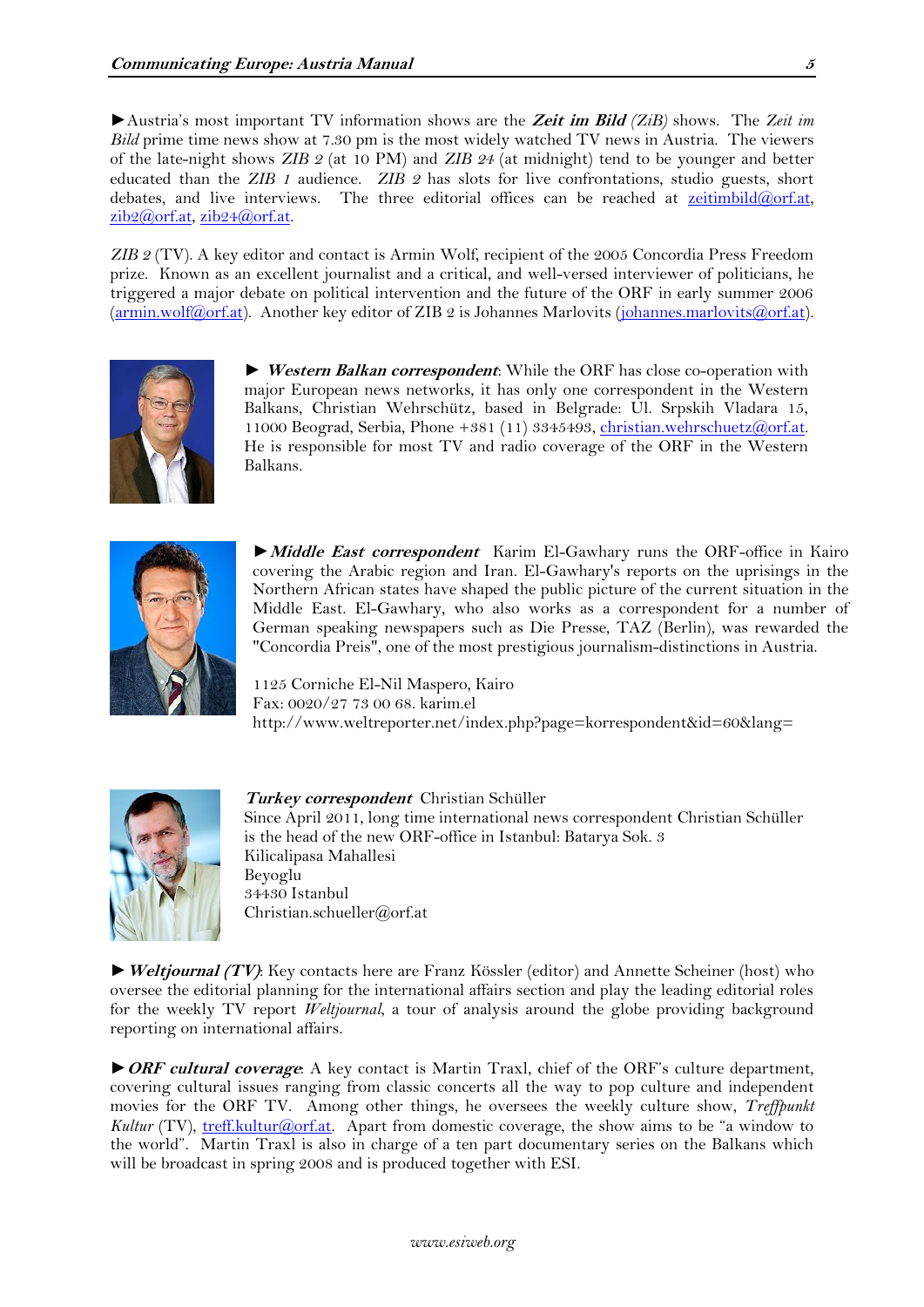►Austria's most important TV information shows are the ***Zeit im Bild*** *(ZiB)* shows. The *Zeit im Bild* prime time news show at 7.30 pm is the most widely watched TV news in Austria. The viewers of the late-night shows *ZIB 2* (at 10 PM) and *ZIB 24* (at midnight) tend to be younger and better educated than the *ZIB 1* audience. *ZIB 2* has slots for live confrontations, studio guests, short debates, and live interviews. The three editorial offices can be reached at zeitimbild@orf.at, zib2@orf.at, zib24@orf.at.

*ZIB 2* (TV). A key editor and contact is Armin Wolf, recipient of the 2005 Concordia Press Freedom prize. Known as an excellent journalist and a critical, and well-versed interviewer of politicians, he triggered a major debate on political intervention and the future of the ORF in early summer 2006 (armin.wolf@orf.at). Another key editor of ZIB 2 is Johannes Marlovits (johannes.marlovits@orf.at).

► ***Western Balkan correspondent***: While the ORF has close co-operation with major European news networks, it has only one correspondent in the Western Balkans, Christian Wehrschütz, based in Belgrade: Ul. Srpskih Vladara 15, 11000 Beograd, Serbia, Phone +381 (11) 3345493, christian.wehrschuetz@orf.at. He is responsible for most TV and radio coverage of the ORF in the Western Balkans.

►***Middle East correspondent*** Karim El-Gawhary runs the ORF-office in Kairo covering the Arabic region and Iran. El-Gawhary's reports on the uprisings in the Northern African states have shaped the public picture of the current situation in the Middle East. El-Gawhary, who also works as a correspondent for a number of German speaking newspapers such as Die Presse, TAZ (Berlin), was rewarded the "Concordia Preis", one of the most prestigious journalism-distinctions in Austria.

1125 Corniche El-Nil Maspero, Kairo
Fax: 0020/27 73 00 68. karim.el
http://www.weltreporter.net/index.php?page=korrespondent&id=60&lang=

***Turkey correspondent*** Christian Schüller
Since April 2011, long time international news correspondent Christian Schüller is the head of the new ORF-office in Istanbul: Batarya Sok. 3
Kilicalipasa Mahallesi
Beyoglu
34430 Istanbul
Christian.schueller@orf.at

► ***Weltjournal (TV)***: Key contacts here are Franz Kössler (editor) and Annette Scheiner (host) who oversee the editorial planning for the international affairs section and play the leading editorial roles for the weekly TV report *Weltjournal*, a tour of analysis around the globe providing background reporting on international affairs.

►***ORF cultural coverage***: A key contact is Martin Traxl, chief of the ORF's culture department, covering cultural issues ranging from classic concerts all the way to pop culture and independent movies for the ORF TV. Among other things, he oversees the weekly culture show, *Treffpunkt Kultur* (TV), treff.kultur@orf.at. Apart from domestic coverage, the show aims to be "a window to the world". Martin Traxl is also in charge of a ten part documentary series on the Balkans which will be broadcast in spring 2008 and is produced together with ESI.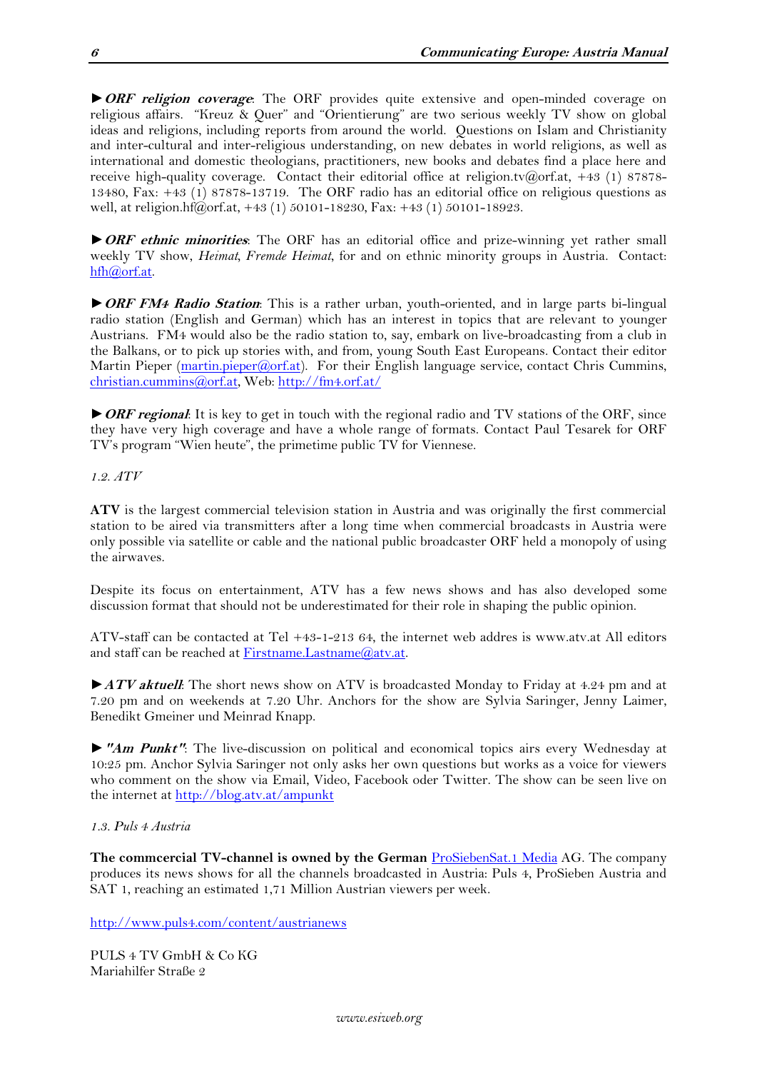►***ORF religion coverage***: The ORF provides quite extensive and open-minded coverage on religious affairs. "Kreuz & Quer" and "Orientierung" are two serious weekly TV show on global ideas and religions, including reports from around the world. Questions on Islam and Christianity and inter-cultural and inter-religious understanding, on new debates in world religions, as well as international and domestic theologians, practitioners, new books and debates find a place here and receive high-quality coverage. Contact their editorial office at religion.tv@orf.at, +43 (1) 87878-13480, Fax: +43 (1) 87878-13719. The ORF radio has an editorial office on religious questions as well, at religion.hf@orf.at, +43 (1) 50101-18230, Fax: +43 (1) 50101-18923.

►***ORF ethnic minorities***: The ORF has an editorial office and prize-winning yet rather small weekly TV show, *Heimat, Fremde Heimat*, for and on ethnic minority groups in Austria. Contact: hfh@orf.at.

►***ORF FM4 Radio Station***: This is a rather urban, youth-oriented, and in large parts bi-lingual radio station (English and German) which has an interest in topics that are relevant to younger Austrians. FM4 would also be the radio station to, say, embark on live-broadcasting from a club in the Balkans, or to pick up stories with, and from, young South East Europeans. Contact their editor Martin Pieper (martin.pieper@orf.at). For their English language service, contact Chris Cummins, christian.cummins@orf.at, Web: http://fm4.orf.at/

►***ORF regional***: It is key to get in touch with the regional radio and TV stations of the ORF, since they have very high coverage and have a whole range of formats. Contact Paul Tesarek for ORF TV's program "Wien heute", the primetime public TV for Viennese.

### *1.2. ATV*

**ATV** is the largest commercial television station in Austria and was originally the first commercial station to be aired via transmitters after a long time when commercial broadcasts in Austria were only possible via satellite or cable and the national public broadcaster ORF held a monopoly of using the airwaves.

Despite its focus on entertainment, ATV has a few news shows and has also developed some discussion format that should not be underestimated for their role in shaping the public opinion.

ATV-staff can be contacted at Tel +43-1-213 64, the internet web addres is www.atv.at All editors and staff can be reached at Firstname.Lastname@atv.at.

►***ATV aktuell***: The short news show on ATV is broadcasted Monday to Friday at 4.24 pm and at 7.20 pm and on weekends at 7.20 Uhr. Anchors for the show are Sylvia Saringer, Jenny Laimer, Benedikt Gmeiner und Meinrad Knapp.

►***"Am Punkt"***: The live-discussion on political and economical topics airs every Wednesday at 10:25 pm. Anchor Sylvia Saringer not only asks her own questions but works as a voice for viewers who comment on the show via Email, Video, Facebook oder Twitter. The show can be seen live on the internet at http://blog.atv.at/ampunkt

### *1.3. Puls 4 Austria*

**The commcercial TV-channel is owned by the German** ProSiebenSat.1 Media AG. The company produces its news shows for all the channels broadcasted in Austria: Puls 4, ProSieben Austria and SAT 1, reaching an estimated 1,71 Million Austrian viewers per week.

http://www.puls4.com/content/austrianews

PULS 4 TV GmbH & Co KG
Mariahilfer Straße 2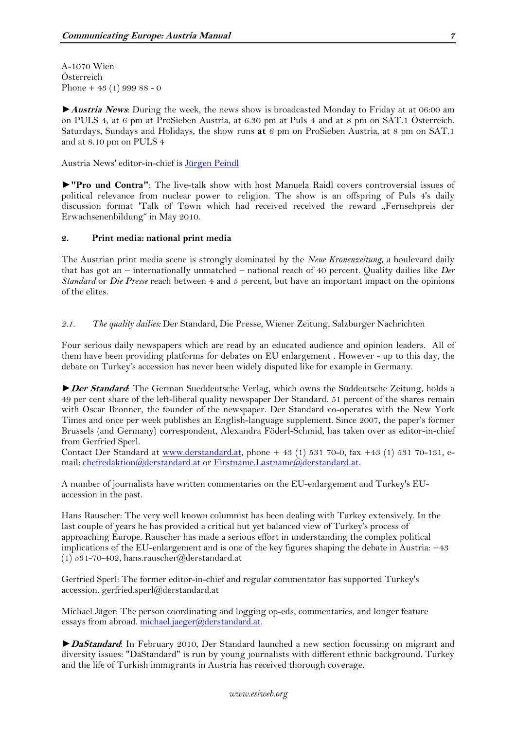A-1070 Wien  
Österreich  
Phone + 43 (1) 999 88 - 0

►***Austria News***: During the week, the news show is broadcasted Monday to Friday at at 06:00 am on PULS 4, at 6 pm at ProSieben Austria, at 6.30 pm at Puls 4 and at 8 pm on SAT.1 Österreich. Saturdays, Sundays and Holidays, the show runs **at** 6 pm on ProSieben Austria, at 8 pm on SAT.1 and at 8.10 pm on PULS 4

Austria News' editor-in-chief is Jürgen Peindl

►**"Pro und Contra"**: The live-talk show with host Manuela Raidl covers controversial issues of political relevance from nuclear power to religion. The show is an offspring of Puls 4's daily discussion format 'Talk of Town which had received received the reward „Fernsehpreis der Erwachsenenbildung" in May 2010.

## 2. Print media: national print media

The Austrian print media scene is strongly dominated by the *Neue Kronenzeitung*, a boulevard daily that has got an – internationally unmatched – national reach of 40 percent. Quality dailies like *Der Standard* or *Die Presse* reach between 4 and 5 percent, but have an important impact on the opinions of the elites.

### 2.1. *The quality dailies:* Der Standard, Die Presse, Wiener Zeitung, Salzburger Nachrichten

Four serious daily newspapers which are read by an educated audience and opinion leaders. All of them have been providing platforms for debates on EU enlargement . However - up to this day, the debate on Turkey's accession has never been widely disputed like for example in Germany.

►***Der Standard***: The German Sueddeutsche Verlag, which owns the Süddeutsche Zeitung, holds a 49 per cent share of the left-liberal quality newspaper Der Standard. 51 percent of the shares remain with Oscar Bronner, the founder of the newspaper. Der Standard co-operates with the New York Times and once per week publishes an English-language supplement. Since 2007, the paper's former Brussels (and Germany) correspondent, Alexandra Föderl-Schmid, has taken over as editor-in-chief from Gerfried Sperl.  
Contact Der Standard at www.derstandard.at, phone + 43 (1) 531 70-0, fax +43 (1) 531 70-131, e-mail: chefredaktion@derstandard.at or Firstname.Lastname@derstandard.at.

A number of journalists have written commentaries on the EU-enlargement and Turkey's EU-accession in the past.

Hans Rauscher: The very well known columnist has been dealing with Turkey extensively. In the last couple of years he has provided a critical but yet balanced view of Turkey's process of approaching Europe. Rauscher has made a serious effort in understanding the complex political implications of the EU-enlargement and is one of the key figures shaping the debate in Austria: +43 (1) 531-70-402, hans.rauscher@derstandard.at

Gerfried Sperl: The former editor-in-chief and regular commentator has supported Turkey's accession. gerfried.sperl@derstandard.at

Michael Jäger: The person coordinating and logging op-eds, commentaries, and longer feature essays from abroad. michael.jaeger@derstandard.at.

►***DaStandard***: In February 2010, Der Standard launched a new section focussing on migrant and diversity issues: "DaStandard" is run by young journalists with different ethnic background. Turkey and the life of Turkish immigrants in Austria has received thorough coverage.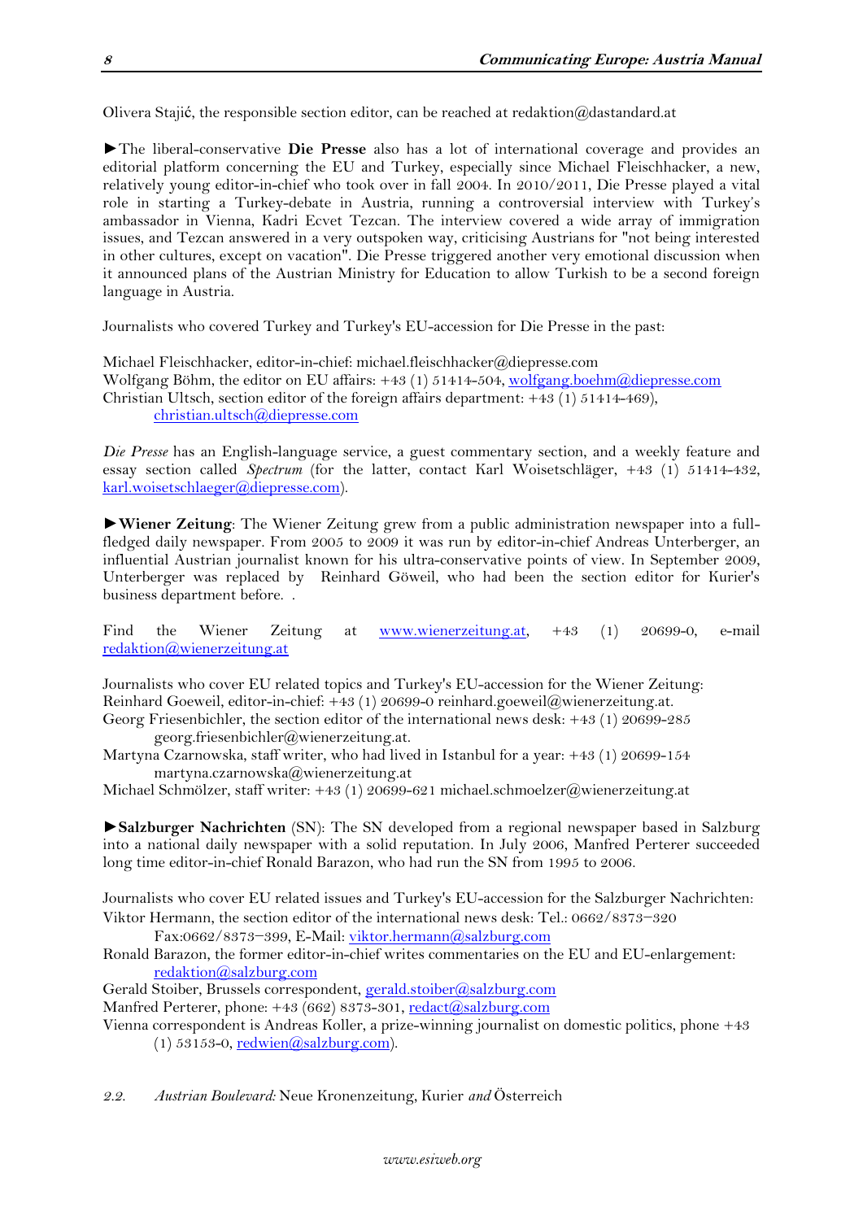Olivera Stajić, the responsible section editor, can be reached at redaktion@dastandard.at

►The liberal-conservative **Die Presse** also has a lot of international coverage and provides an editorial platform concerning the EU and Turkey, especially since Michael Fleischhacker, a new, relatively young editor-in-chief who took over in fall 2004. In 2010/2011, Die Presse played a vital role in starting a Turkey-debate in Austria, running a controversial interview with Turkey's ambassador in Vienna, Kadri Ecvet Tezcan. The interview covered a wide array of immigration issues, and Tezcan answered in a very outspoken way, criticising Austrians for "not being interested in other cultures, except on vacation". Die Presse triggered another very emotional discussion when it announced plans of the Austrian Ministry for Education to allow Turkish to be a second foreign language in Austria.

Journalists who covered Turkey and Turkey's EU-accession for Die Presse in the past:

Michael Fleischhacker, editor-in-chief: michael.fleischhacker@diepresse.com
Wolfgang Böhm, the editor on EU affairs: +43 (1) 51414-504, wolfgang.boehm@diepresse.com
Christian Ultsch, section editor of the foreign affairs department: +43 (1) 51414-469), christian.ultsch@diepresse.com

*Die Presse* has an English-language service, a guest commentary section, and a weekly feature and essay section called *Spectrum* (for the latter, contact Karl Woisetschläger, +43 (1) 51414-432, karl.woisetschlaeger@diepresse.com).

►**Wiener Zeitung**: The Wiener Zeitung grew from a public administration newspaper into a full-fledged daily newspaper. From 2005 to 2009 it was run by editor-in-chief Andreas Unterberger, an influential Austrian journalist known for his ultra-conservative points of view. In September 2009, Unterberger was replaced by Reinhard Göweil, who had been the section editor for Kurier's business department before. .

Find the Wiener Zeitung at www.wienerzeitung.at, +43 (1) 20699-0, e-mail redaktion@wienerzeitung.at

Journalists who cover EU related topics and Turkey's EU-accession for the Wiener Zeitung:
Reinhard Goeweil, editor-in-chief: +43 (1) 20699-0 reinhard.goeweil@wienerzeitung.at.
Georg Friesenbichler, the section editor of the international news desk: +43 (1) 20699-285 georg.friesenbichler@wienerzeitung.at.
Martyna Czarnowska, staff writer, who had lived in Istanbul for a year: +43 (1) 20699-154 martyna.czarnowska@wienerzeitung.at
Michael Schmölzer, staff writer: +43 (1) 20699-621 michael.schmoelzer@wienerzeitung.at

►**Salzburger Nachrichten** (SN): The SN developed from a regional newspaper based in Salzburg into a national daily newspaper with a solid reputation. In July 2006, Manfred Perterer succeeded long time editor-in-chief Ronald Barazon, who had run the SN from 1995 to 2006.

Journalists who cover EU related issues and Turkey's EU-accession for the Salzburger Nachrichten:
Viktor Hermann, the section editor of the international news desk: Tel.: 0662/8373–320 Fax:0662/8373–399, E-Mail: viktor.hermann@salzburg.com
Ronald Barazon, the former editor-in-chief writes commentaries on the EU and EU-enlargement: redaktion@salzburg.com
Gerald Stoiber, Brussels correspondent, gerald.stoiber@salzburg.com
Manfred Perterer, phone: +43 (662) 8373-301, redact@salzburg.com
Vienna correspondent is Andreas Koller, a prize-winning journalist on domestic politics, phone +43 (1) 53153-0, redwien@salzburg.com).

## 2.2. *Austrian Boulevard:* Neue Kronenzeitung, Kurier *and* Österreich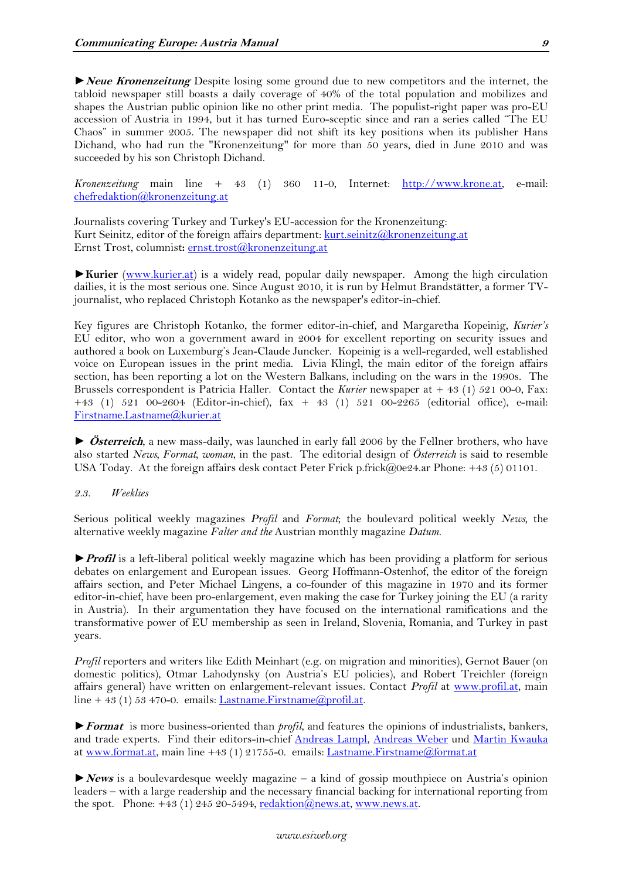►***Neue Kronenzeitung*** Despite losing some ground due to new competitors and the internet, the tabloid newspaper still boasts a daily coverage of 40% of the total population and mobilizes and shapes the Austrian public opinion like no other print media. The populist-right paper was pro-EU accession of Austria in 1994, but it has turned Euro-sceptic since and ran a series called "The EU Chaos" in summer 2005. The newspaper did not shift its key positions when its publisher Hans Dichand, who had run the "Kronenzeitung" for more than 50 years, died in June 2010 and was succeeded by his son Christoph Dichand.

*Kronenzeitung* main line + 43 (1) 360 11-0, Internet: http://www.krone.at, e-mail: chefredaktion@kronenzeitung.at

Journalists covering Turkey and Turkey's EU-accession for the Kronenzeitung:
Kurt Seinitz, editor of the foreign affairs department: kurt.seinitz@kronenzeitung.at
Ernst Trost, columnist**:** ernst.trost@kronenzeitung.at

►**Kurier** (www.kurier.at) is a widely read, popular daily newspaper. Among the high circulation dailies, it is the most serious one. Since August 2010, it is run by Helmut Brandstätter, a former TV-journalist, who replaced Christoph Kotanko as the newspaper's editor-in-chief.

Key figures are Christoph Kotanko, the former editor-in-chief, and Margaretha Kopeinig, *Kurier's* EU editor, who won a government award in 2004 for excellent reporting on security issues and authored a book on Luxemburg's Jean-Claude Juncker. Kopeinig is a well-regarded, well established voice on European issues in the print media. Livia Klingl, the main editor of the foreign affairs section, has been reporting a lot on the Western Balkans, including on the wars in the 1990s. The Brussels correspondent is Patricia Haller. Contact the *Kurier* newspaper at + 43 (1) 521 00-0, Fax: +43 (1) 521 00-2604 (Editor-in-chief), fax + 43 (1) 521 00-2265 (editorial office), e-mail: Firstname.Lastname@kurier.at

► ***Österreich***, a new mass-daily, was launched in early fall 2006 by the Fellner brothers, who have also started *News*, *Format*, *woman*, in the past. The editorial design of *Österreich* is said to resemble USA Today. At the foreign affairs desk contact Peter Frick p.frick@oe24.ar Phone: +43 (5) 01101.

### 2.3. *Weeklies*

Serious political weekly magazines *Profil* and *Format*; the boulevard political weekly *News*, the alternative weekly magazine *Falter and the* Austrian monthly magazine *Datum.*

►***Profil*** is a left-liberal political weekly magazine which has been providing a platform for serious debates on enlargement and European issues. Georg Hoffmann-Ostenhof, the editor of the foreign affairs section, and Peter Michael Lingens, a co-founder of this magazine in 1970 and its former editor-in-chief, have been pro-enlargement, even making the case for Turkey joining the EU (a rarity in Austria). In their argumentation they have focused on the international ramifications and the transformative power of EU membership as seen in Ireland, Slovenia, Romania, and Turkey in past years.

*Profil* reporters and writers like Edith Meinhart (e.g. on migration and minorities), Gernot Bauer (on domestic politics), Otmar Lahodynsky (on Austria's EU policies), and Robert Treichler (foreign affairs general) have written on enlargement-relevant issues. Contact *Profil* at www.profil.at, main line + 43 (1) 53 470-0. emails: Lastname.Firstname@profil.at.

►***Format*** is more business-oriented than *profil*, and features the opinions of industrialists, bankers, and trade experts. Find their editors-in-chief Andreas Lampl, Andreas Weber und Martin Kwauka at www.format.at, main line +43 (1) 21755-0. emails: Lastname.Firstname@format.at

►***News*** is a boulevardesque weekly magazine – a kind of gossip mouthpiece on Austria's opinion leaders – with a large readership and the necessary financial backing for international reporting from the spot. Phone: +43 (1) 245 20-5494, redaktion@news.at, www.news.at.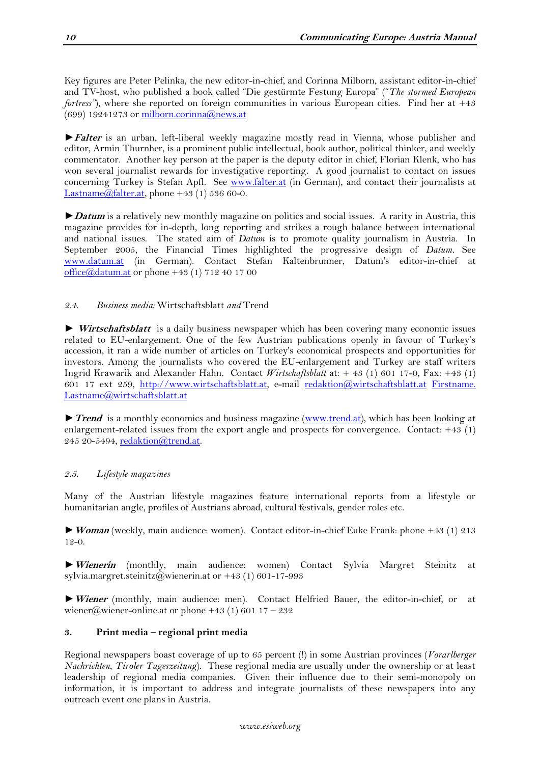Key figures are Peter Pelinka, the new editor-in-chief, and Corinna Milborn, assistant editor-in-chief and TV-host, who published a book called "Die gestürmte Festung Europa" ("*The stormed European fortress*"), where she reported on foreign communities in various European cities. Find her at +43 (699) 19241273 or milborn.corinna@news.at

► ***Falter*** is an urban, left-liberal weekly magazine mostly read in Vienna, whose publisher and editor, Armin Thurnher, is a prominent public intellectual, book author, political thinker, and weekly commentator. Another key person at the paper is the deputy editor in chief, Florian Klenk, who has won several journalist rewards for investigative reporting. A good journalist to contact on issues concerning Turkey is Stefan Apfl. See www.falter.at (in German), and contact their journalists at Lastname@falter.at, phone +43 (1) 536 60-0.

► ***Datum*** is a relatively new monthly magazine on politics and social issues. A rarity in Austria, this magazine provides for in-depth, long reporting and strikes a rough balance between international and national issues. The stated aim of *Datum* is to promote quality journalism in Austria. In September 2005, the Financial Times highlighted the progressive design of *Datum*. See www.datum.at (in German). Contact Stefan Kaltenbrunner, Datum's editor-in-chief at office@datum.at or phone +43 (1) 712 40 17 00

### 2.4. *Business media:* Wirtschaftsblatt *and* Trend

► ***Wirtschaftsblatt*** is a daily business newspaper which has been covering many economic issues related to EU-enlargement. One of the few Austrian publications openly in favour of Turkey's accession, it ran a wide number of articles on Turkey's economical prospects and opportunities for investors. Among the journalists who covered the EU-enlargement and Turkey are staff writers Ingrid Krawarik and Alexander Hahn. Contact *Wirtschaftsblatt* at: + 43 (1) 601 17-0, Fax: +43 (1) 601 17 ext 259, http://www.wirtschaftsblatt.at, e-mail redaktion@wirtschaftsblatt.at Firstname.Lastname@wirtschaftsblatt.at

► ***Trend*** is a monthly economics and business magazine (www.trend.at), which has been looking at enlargement-related issues from the export angle and prospects for convergence. Contact: +43 (1) 245 20-5494, redaktion@trend.at.

### 2.5. *Lifestyle magazines*

Many of the Austrian lifestyle magazines feature international reports from a lifestyle or humanitarian angle, profiles of Austrians abroad, cultural festivals, gender roles etc.

► ***Woman*** (weekly, main audience: women). Contact editor-in-chief Euke Frank: phone +43 (1) 213 12-0.

► ***Wienerin*** (monthly, main audience: women) Contact Sylvia Margret Steinitz at sylvia.margret.steinitz@wienerin.at or +43 (1) 601-17-993

► ***Wiener*** (monthly, main audience: men). Contact Helfried Bauer, the editor-in-chief, or at wiener@wiener-online.at or phone +43 (1) 601 17 – 232

## 3. Print media – regional print media

Regional newspapers boast coverage of up to 65 percent (!) in some Austrian provinces (*Vorarlberger Nachrichten*, *Tiroler Tageszeitung*). These regional media are usually under the ownership or at least leadership of regional media companies. Given their influence due to their semi-monopoly on information, it is important to address and integrate journalists of these newspapers into any outreach event one plans in Austria.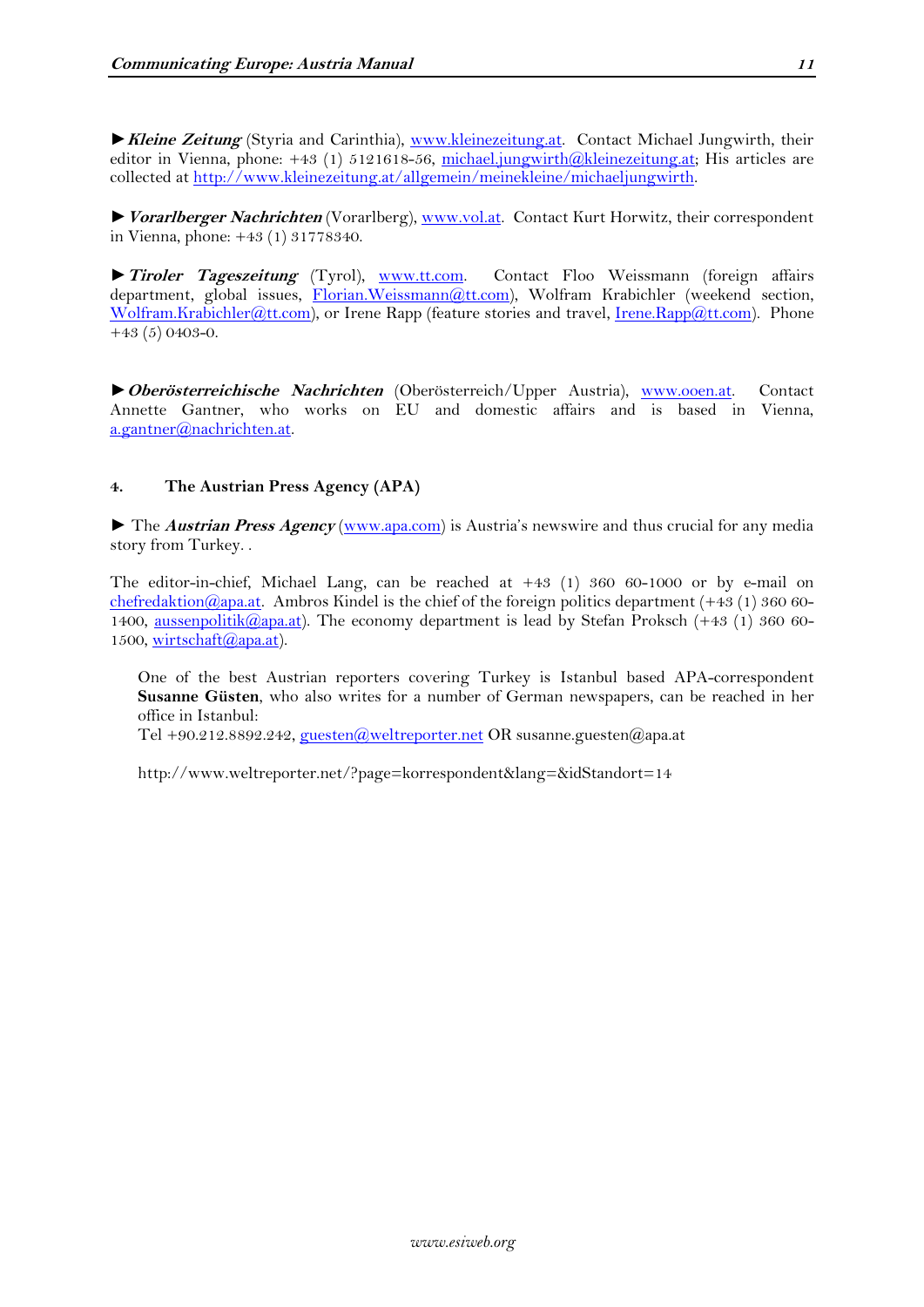►***Kleine Zeitung*** (Styria and Carinthia), www.kleinezeitung.at. Contact Michael Jungwirth, their editor in Vienna, phone: +43 (1) 5121618-56, michael.jungwirth@kleinezeitung.at; His articles are collected at http://www.kleinezeitung.at/allgemein/meinekleine/michaeljungwirth.

► ***Vorarlberger Nachrichten*** (Vorarlberg), www.vol.at. Contact Kurt Horwitz, their correspondent in Vienna, phone: +43 (1) 31778340.

► ***Tiroler Tageszeitung*** (Tyrol), www.tt.com. Contact Floo Weissmann (foreign affairs department, global issues, Florian.Weissmann@tt.com), Wolfram Krabichler (weekend section, Wolfram.Krabichler@tt.com), or Irene Rapp (feature stories and travel, Irene.Rapp@tt.com). Phone +43 (5) 0403-0.

►***Oberösterreichische Nachrichten*** (Oberösterreich/Upper Austria), www.ooen.at. Contact Annette Gantner, who works on EU and domestic affairs and is based in Vienna, a.gantner@nachrichten.at.

## 4. The Austrian Press Agency (APA)

► The ***Austrian Press Agency*** (www.apa.com) is Austria's newswire and thus crucial for any media story from Turkey. .

The editor-in-chief, Michael Lang, can be reached at +43 (1) 360 60-1000 or by e-mail on chefredaktion@apa.at. Ambros Kindel is the chief of the foreign politics department (+43 (1) 360 60-1400, aussenpolitik@apa.at). The economy department is lead by Stefan Proksch (+43 (1) 360 60-1500, wirtschaft@apa.at).

> One of the best Austrian reporters covering Turkey is Istanbul based APA-correspondent **Susanne Güsten**, who also writes for a number of German newspapers, can be reached in her office in Istanbul:
> Tel +90.212.8892.242, guesten@weltreporter.net OR susanne.guesten@apa.at
>
> http://www.weltreporter.net/?page=korrespondent&lang=&idStandort=14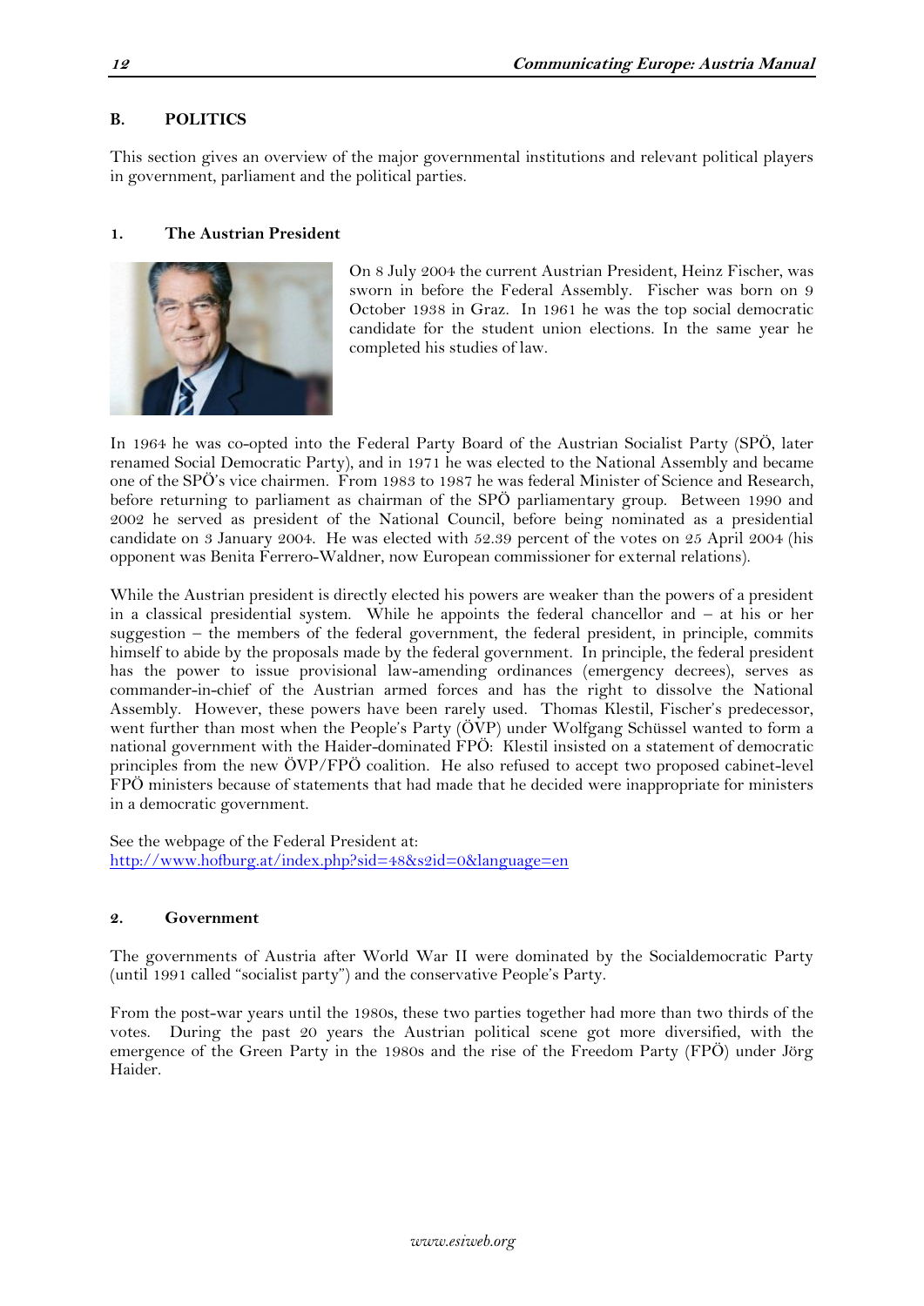## B. POLITICS

This section gives an overview of the major governmental institutions and relevant political players in government, parliament and the political parties.

### 1. The Austrian President

On 8 July 2004 the current Austrian President, Heinz Fischer, was sworn in before the Federal Assembly. Fischer was born on 9 October 1938 in Graz. In 1961 he was the top social democratic candidate for the student union elections. In the same year he completed his studies of law.

In 1964 he was co-opted into the Federal Party Board of the Austrian Socialist Party (SPÖ, later renamed Social Democratic Party), and in 1971 he was elected to the National Assembly and became one of the SPÖ's vice chairmen. From 1983 to 1987 he was federal Minister of Science and Research, before returning to parliament as chairman of the SPÖ parliamentary group. Between 1990 and 2002 he served as president of the National Council, before being nominated as a presidential candidate on 3 January 2004. He was elected with 52.39 percent of the votes on 25 April 2004 (his opponent was Benita Ferrero-Waldner, now European commissioner for external relations).

While the Austrian president is directly elected his powers are weaker than the powers of a president in a classical presidential system. While he appoints the federal chancellor and – at his or her suggestion – the members of the federal government, the federal president, in principle, commits himself to abide by the proposals made by the federal government. In principle, the federal president has the power to issue provisional law-amending ordinances (emergency decrees), serves as commander-in-chief of the Austrian armed forces and has the right to dissolve the National Assembly. However, these powers have been rarely used. Thomas Klestil, Fischer's predecessor, went further than most when the People's Party (ÖVP) under Wolfgang Schüssel wanted to form a national government with the Haider-dominated FPÖ: Klestil insisted on a statement of democratic principles from the new ÖVP/FPÖ coalition. He also refused to accept two proposed cabinet-level FPÖ ministers because of statements that had made that he decided were inappropriate for ministers in a democratic government.

See the webpage of the Federal President at:
http://www.hofburg.at/index.php?sid=48&s2id=0&language=en

### 2. Government

The governments of Austria after World War II were dominated by the Socialdemocratic Party (until 1991 called "socialist party") and the conservative People's Party.

From the post-war years until the 1980s, these two parties together had more than two thirds of the votes. During the past 20 years the Austrian political scene got more diversified, with the emergence of the Green Party in the 1980s and the rise of the Freedom Party (FPÖ) under Jörg Haider.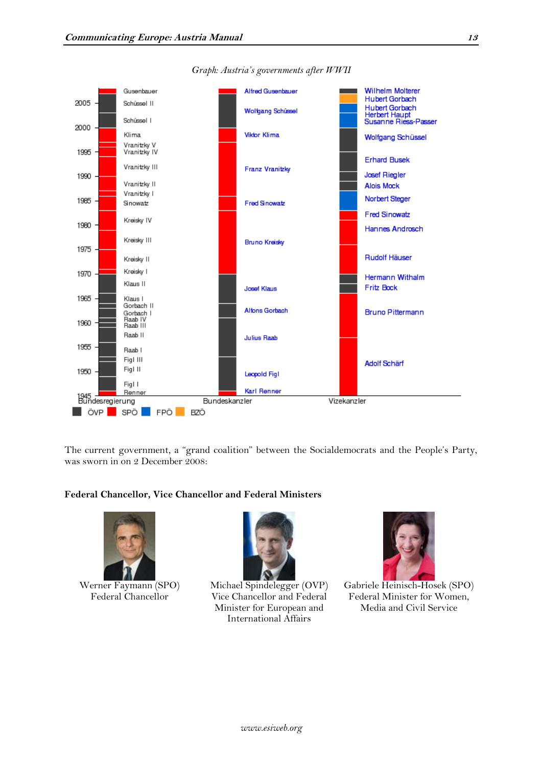*Graph: Austria's governments after WWII*

Bundesregierung: Renner, Figl I, Figl II, Figl III, Raab I, Raab II, Raab III, Raab IV, Gorbach I, Gorbach II, Klaus I, Klaus II, Kreisky I, Kreisky II, Kreisky III, Kreisky IV, Sinowatz, Vranitzky I, Vranitzky II, Vranitzky III, Vranitzky IV, Vranitzky V, Klima, Schüssel I, Schüssel II, Gusenbauer

Bundeskanzler: Karl Renner, Leopold Figl, Julius Raab, Alfons Gorbach, Josef Klaus, Bruno Kreisky, Fred Sinowatz, Franz Vranitzky, Viktor Klima, Wolfgang Schüssel, Alfred Gusenbauer

Vizekanzler: Adolf Schärf, Bruno Pittermann, Fritz Bock, Hermann Withalm, Rudolf Häuser, Hannes Androsch, Fred Sinowatz, Norbert Steger, Alois Mock, Josef Riegler, Erhard Busek, Wolfgang Schüssel, Susanne Riess-Passer, Herbert Haupt, Hubert Gorbach, Hubert Gorbach, Wilhelm Molterer

ÖVP SPÖ FPÖ BZÖ

The current government, a "grand coalition" between the Socialdemocrats and the People's Party, was sworn in on 2 December 2008:

**Federal Chancellor, Vice Chancellor and Federal Ministers**

Werner Faymann (SPO)
Federal Chancellor

Michael Spindelegger (OVP)
Vice Chancellor and Federal Minister for European and International Affairs

Gabriele Heinisch-Hosek (SPO)
Federal Minister for Women, Media and Civil Service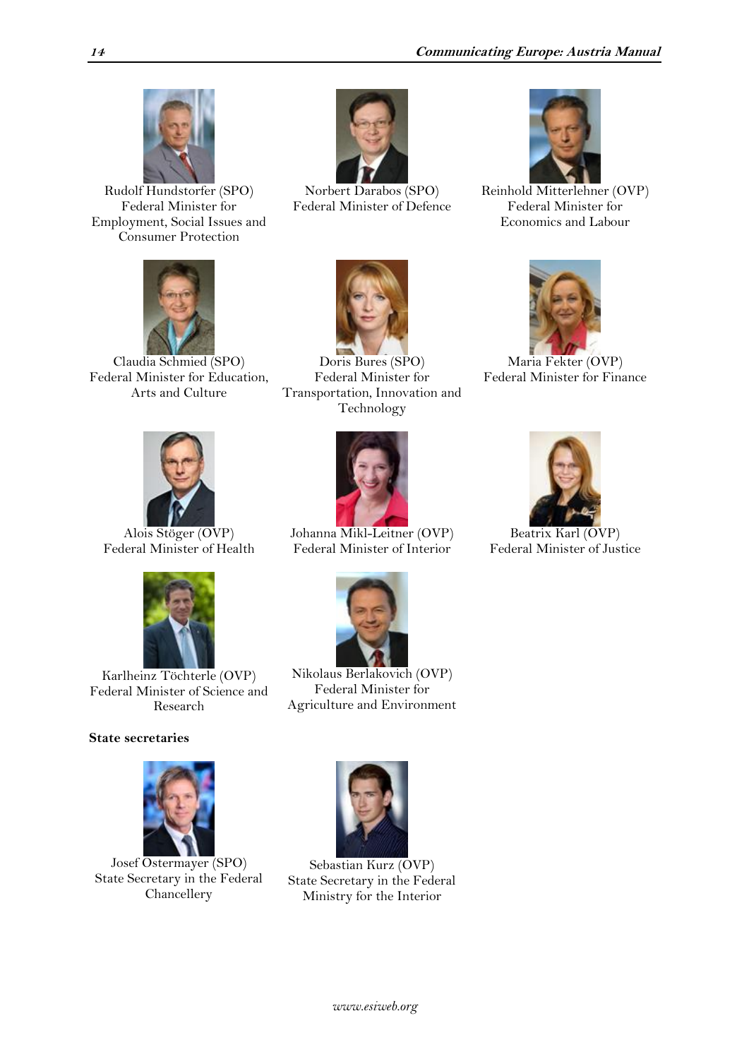Rudolf Hundstorfer (SPO)
Federal Minister for Employment, Social Issues and Consumer Protection

Norbert Darabos (SPO)
Federal Minister of Defence

Reinhold Mitterlehner (OVP)
Federal Minister for Economics and Labour

Claudia Schmied (SPO)
Federal Minister for Education, Arts and Culture

Doris Bures (SPO)
Federal Minister for Transportation, Innovation and Technology

Maria Fekter (OVP)
Federal Minister for Finance

Alois Stöger (OVP)
Federal Minister of Health

Johanna Mikl-Leitner (OVP)
Federal Minister of Interior

Beatrix Karl (OVP)
Federal Minister of Justice

Karlheinz Töchterle (OVP)
Federal Minister of Science and Research

Nikolaus Berlakovich (OVP)
Federal Minister for Agriculture and Environment

**State secretaries**

Josef Ostermayer (SPO)
State Secretary in the Federal Chancellery

Sebastian Kurz (OVP)
State Secretary in the Federal Ministry for the Interior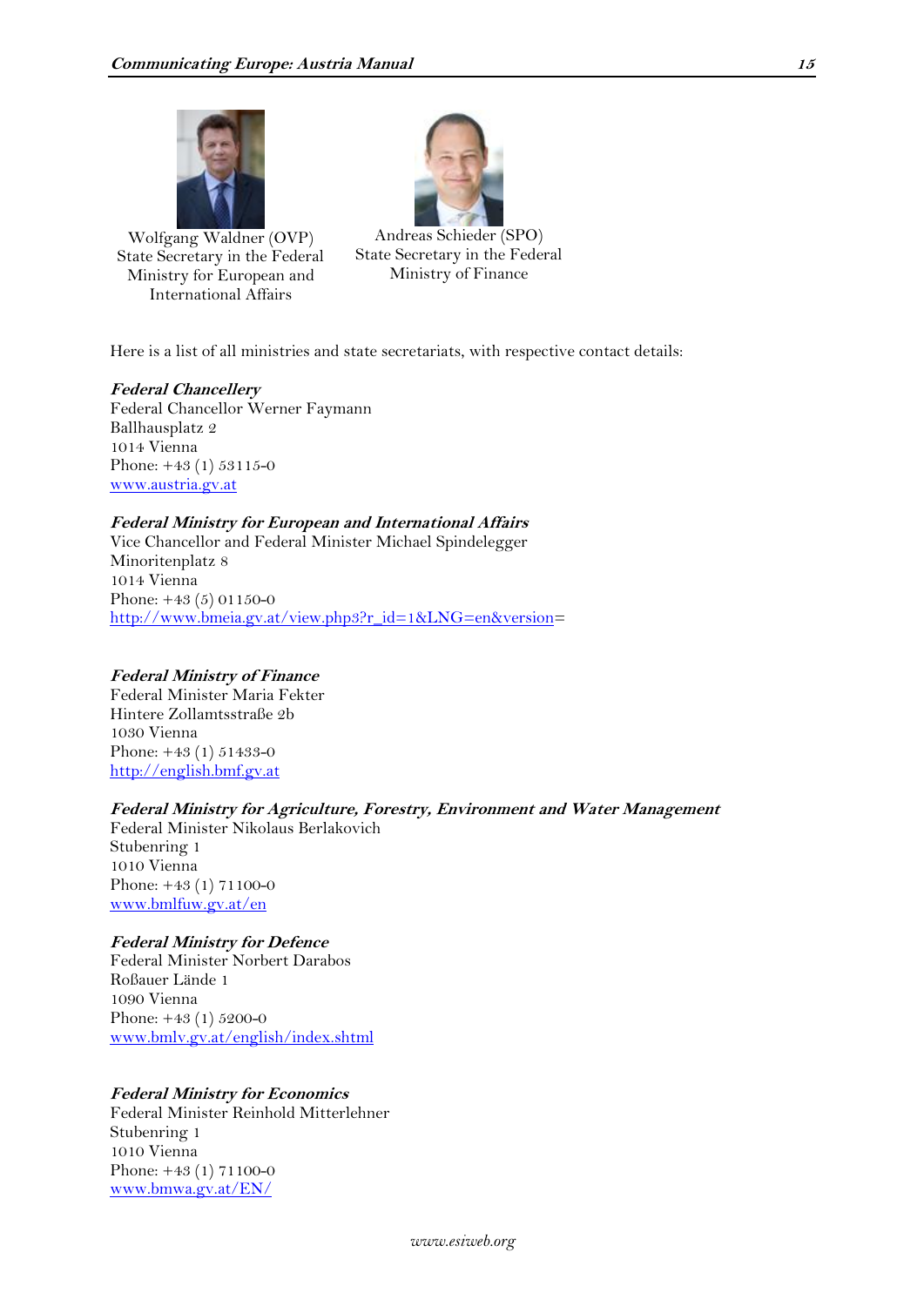Wolfgang Waldner (OVP)
State Secretary in the Federal Ministry for European and International Affairs

Andreas Schieder (SPO)
State Secretary in the Federal Ministry of Finance

Here is a list of all ministries and state secretariats, with respective contact details:

***Federal Chancellery***
Federal Chancellor Werner Faymann
Ballhausplatz 2
1014 Vienna
Phone: +43 (1) 53115-0
www.austria.gv.at

***Federal Ministry for European and International Affairs***
Vice Chancellor and Federal Minister Michael Spindelegger
Minoritenplatz 8
1014 Vienna
Phone: +43 (5) 01150-0
http://www.bmeia.gv.at/view.php3?r_id=1&LNG=en&version=

***Federal Ministry of Finance***
Federal Minister Maria Fekter
Hintere Zollamtsstraße 2b
1030 Vienna
Phone: +43 (1) 51433-0
http://english.bmf.gv.at

***Federal Ministry for Agriculture, Forestry, Environment and Water Management***
Federal Minister Nikolaus Berlakovich
Stubenring 1
1010 Vienna
Phone: +43 (1) 71100-0
www.bmlfuw.gv.at/en

***Federal Ministry for Defence***
Federal Minister Norbert Darabos
Roßauer Lände 1
1090 Vienna
Phone: +43 (1) 5200-0
www.bmlv.gv.at/english/index.shtml

***Federal Ministry for Economics***
Federal Minister Reinhold Mitterlehner
Stubenring 1
1010 Vienna
Phone: +43 (1) 71100-0
www.bmwa.gv.at/EN/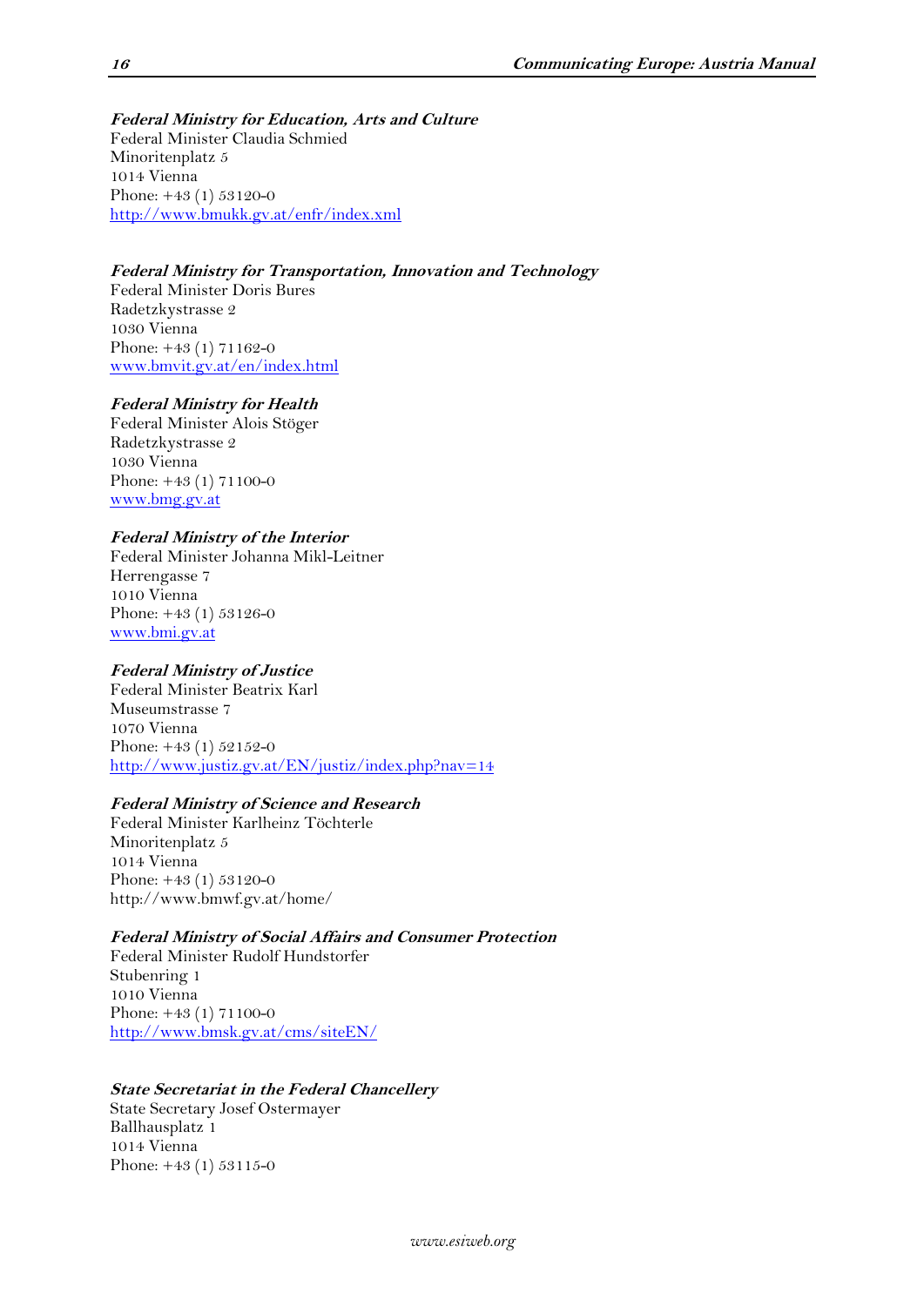**_Federal Ministry for Education, Arts and Culture_**
Federal Minister Claudia Schmied
Minoritenplatz 5
1014 Vienna
Phone: +43 (1) 53120-0
http://www.bmukk.gv.at/enfr/index.xml

**_Federal Ministry for Transportation, Innovation and Technology_**
Federal Minister Doris Bures
Radetzkystrasse 2
1030 Vienna
Phone: +43 (1) 71162-0
www.bmvit.gv.at/en/index.html

**_Federal Ministry for Health_**
Federal Minister Alois Stöger
Radetzkystrasse 2
1030 Vienna
Phone: +43 (1) 71100-0
www.bmg.gv.at

**_Federal Ministry of the Interior_**
Federal Minister Johanna Mikl-Leitner
Herrengasse 7
1010 Vienna
Phone: +43 (1) 53126-0
www.bmi.gv.at

**_Federal Ministry of Justice_**
Federal Minister Beatrix Karl
Museumstrasse 7
1070 Vienna
Phone: +43 (1) 52152-0
http://www.justiz.gv.at/EN/justiz/index.php?nav=14

**_Federal Ministry of Science and Research_**
Federal Minister Karlheinz Töchterle
Minoritenplatz 5
1014 Vienna
Phone: +43 (1) 53120-0
http://www.bmwf.gv.at/home/

**_Federal Ministry of Social Affairs and Consumer Protection_**
Federal Minister Rudolf Hundstorfer
Stubenring 1
1010 Vienna
Phone: +43 (1) 71100-0
http://www.bmsk.gv.at/cms/siteEN/

**_State Secretariat in the Federal Chancellery_**
State Secretary Josef Ostermayer
Ballhausplatz 1
1014 Vienna
Phone: +43 (1) 53115-0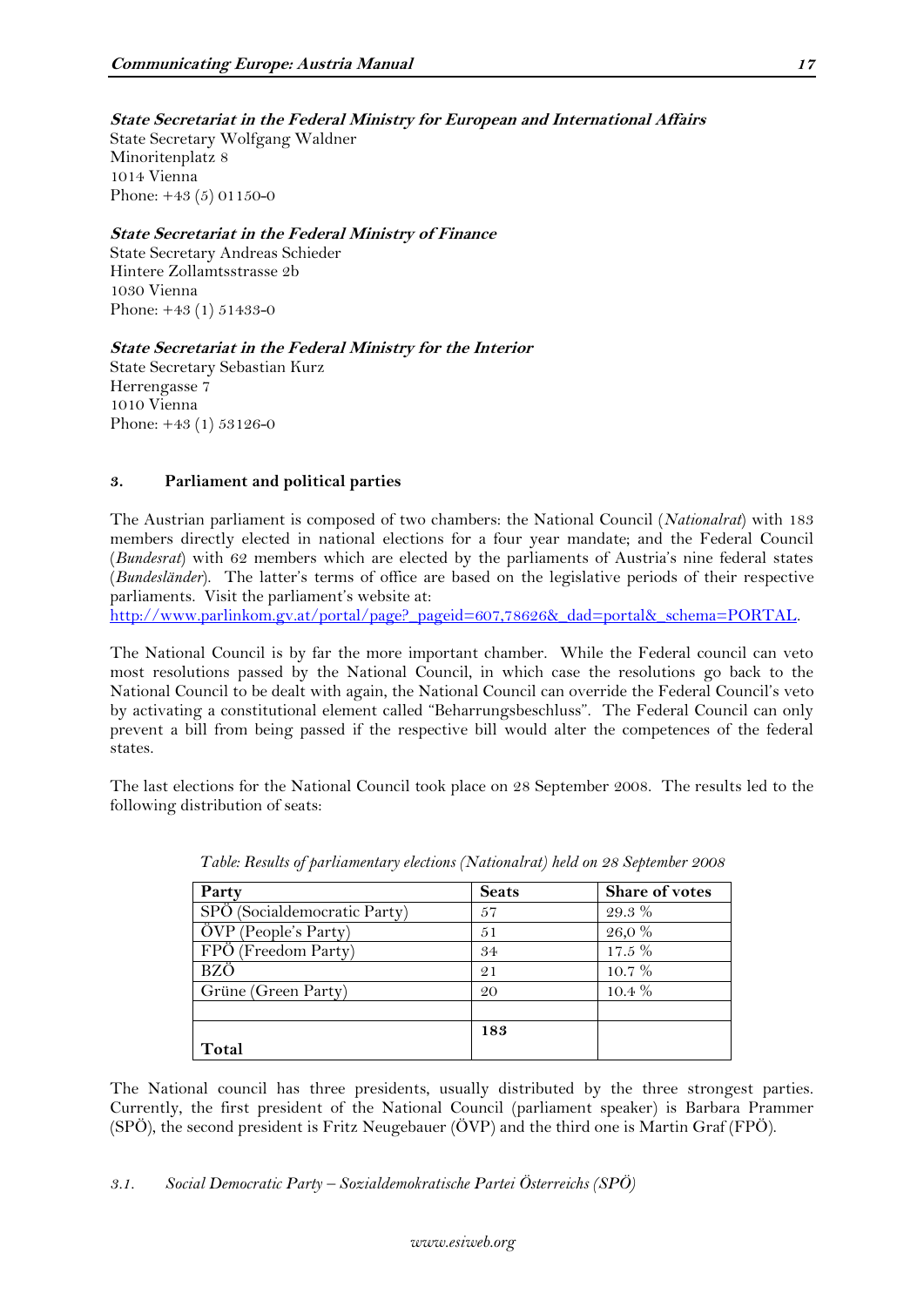**State Secretariat in the Federal Ministry for European and International Affairs**
State Secretary Wolfgang Waldner
Minoritenplatz 8
1014 Vienna
Phone: +43 (5) 01150-0

**State Secretariat in the Federal Ministry of Finance**
State Secretary Andreas Schieder
Hintere Zollamtsstrasse 2b
1030 Vienna
Phone: +43 (1) 51433-0

**State Secretariat in the Federal Ministry for the Interior**
State Secretary Sebastian Kurz
Herrengasse 7
1010 Vienna
Phone: +43 (1) 53126-0

## 3. Parliament and political parties

The Austrian parliament is composed of two chambers: the National Council (*Nationalrat*) with 183 members directly elected in national elections for a four year mandate; and the Federal Council (*Bundesrat*) with 62 members which are elected by the parliaments of Austria's nine federal states (*Bundesländer*). The latter's terms of office are based on the legislative periods of their respective parliaments. Visit the parliament's website at:
http://www.parlinkom.gv.at/portal/page?_pageid=607,78626&_dad=portal&_schema=PORTAL.

The National Council is by far the more important chamber. While the Federal council can veto most resolutions passed by the National Council, in which case the resolutions go back to the National Council to be dealt with again, the National Council can override the Federal Council's veto by activating a constitutional element called "Beharrungsbeschluss". The Federal Council can only prevent a bill from being passed if the respective bill would alter the competences of the federal states.

The last elections for the National Council took place on 28 September 2008. The results led to the following distribution of seats:

*Table: Results of parliamentary elections (Nationalrat) held on 28 September 2008*

| Party | Seats | Share of votes |
|---|---|---|
| SPÖ (Socialdemocratic Party) | 57 | 29.3 % |
| ÖVP (People's Party) | 51 | 26,0 % |
| FPÖ (Freedom Party) | 34 | 17.5 % |
| BZÖ | 21 | 10.7 % |
| Grüne (Green Party) | 20 | 10.4 % |
| | | |
| **Total** | **183** | |

The National council has three presidents, usually distributed by the three strongest parties. Currently, the first president of the National Council (parliament speaker) is Barbara Prammer (SPÖ), the second president is Fritz Neugebauer (ÖVP) and the third one is Martin Graf (FPÖ).

### *3.1. Social Democratic Party – Sozialdemokratische Partei Österreichs (SPÖ)*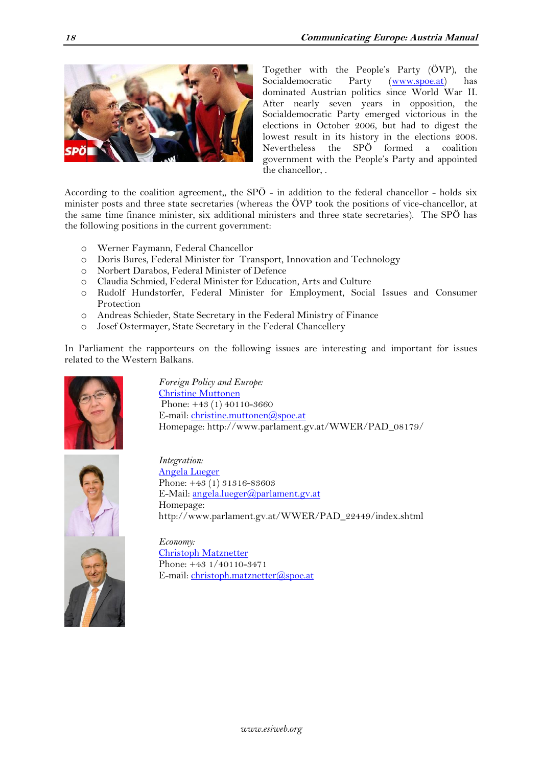Together with the People's Party (ÖVP), the Socialdemocratic Party ([www.spoe.at](www.spoe.at)) has dominated Austrian politics since World War II. After nearly seven years in opposition, the Socialdemocratic Party emerged victorious in the elections in October 2006, but had to digest the lowest result in its history in the elections 2008. Nevertheless the SPÖ formed a coalition government with the People's Party and appointed the chancellor, .

According to the coalition agreement,, the SPÖ - in addition to the federal chancellor - holds six minister posts and three state secretaries (whereas the ÖVP took the positions of vice-chancellor, at the same time finance minister, six additional ministers and three state secretaries). The SPÖ has the following positions in the current government:

- Werner Faymann, Federal Chancellor
- Doris Bures, Federal Minister for Transport, Innovation and Technology
- Norbert Darabos, Federal Minister of Defence
- Claudia Schmied, Federal Minister for Education, Arts and Culture
- Rudolf Hundstorfer, Federal Minister for Employment, Social Issues and Consumer Protection
- Andreas Schieder, State Secretary in the Federal Ministry of Finance
- Josef Ostermayer, State Secretary in the Federal Chancellery

In Parliament the rapporteurs on the following issues are interesting and important for issues related to the Western Balkans.

*Foreign Policy and Europe:*
Christine Muttonen
Phone: +43 (1) 40110-3660
E-mail: christine.muttonen@spoe.at
Homepage: http://www.parlament.gv.at/WWER/PAD_08179/

*Integration:*
Angela Lueger
Phone: +43 (1) 31316-83603
E-Mail: angela.lueger@parlament.gv.at
Homepage:
http://www.parlament.gv.at/WWER/PAD_22449/index.shtml

*Economy:*
Christoph Matznetter
Phone: +43 1/40110-3471
E-mail: christoph.matznetter@spoe.at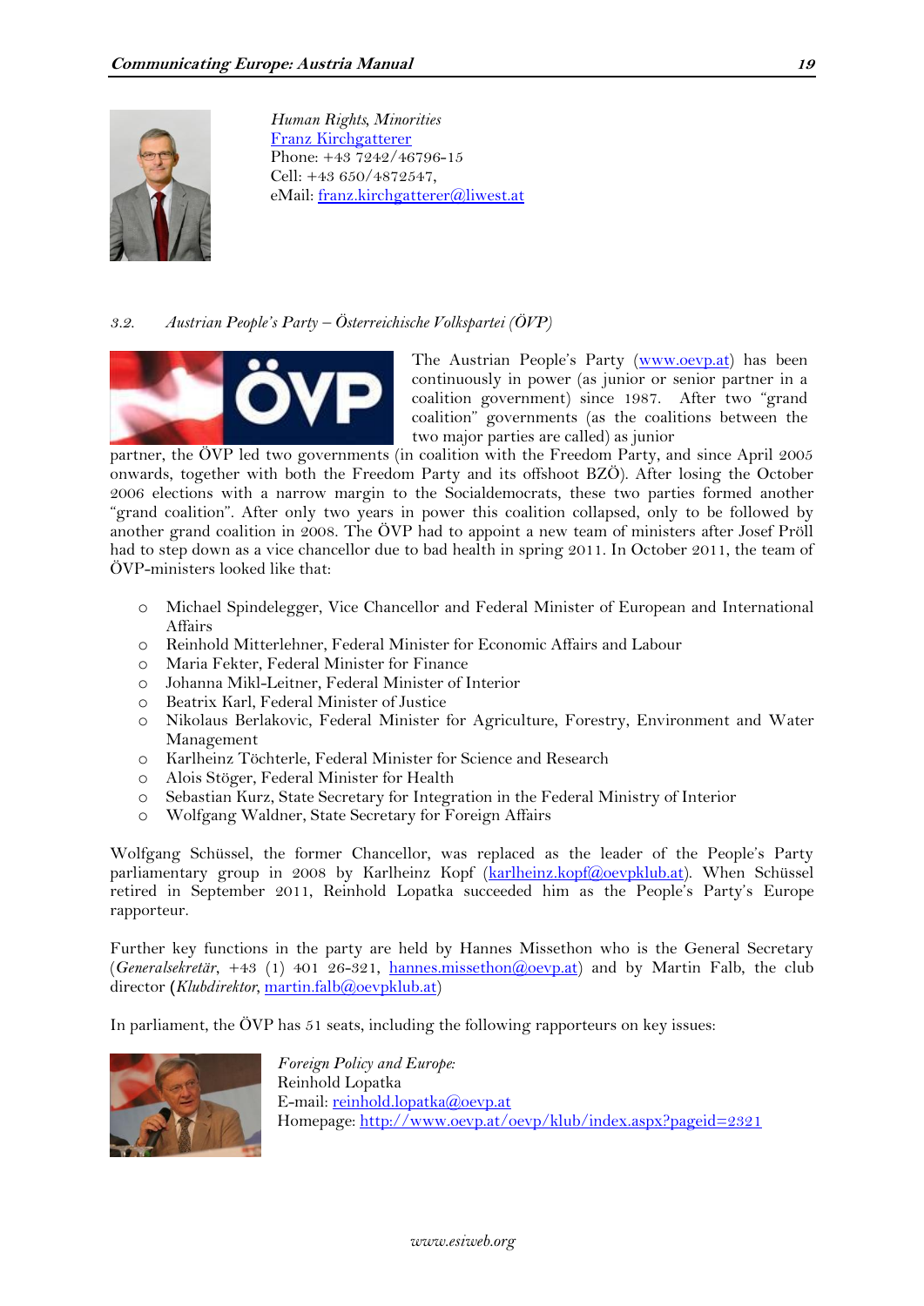*Human Rights, Minorities*
Franz Kirchgatterer
Phone: +43 7242/46796-15
Cell: +43 650/4872547,
eMail: franz.kirchgatterer@liwest.at

### 3.2. *Austrian People's Party – Österreichische Volkspartei (ÖVP)*

The Austrian People's Party (www.oevp.at) has been continuously in power (as junior or senior partner in a coalition government) since 1987. After two "grand coalition" governments (as the coalitions between the two major parties are called) as junior partner, the ÖVP led two governments (in coalition with the Freedom Party, and since April 2005 onwards, together with both the Freedom Party and its offshoot BZÖ). After losing the October 2006 elections with a narrow margin to the Socialdemocrats, these two parties formed another "grand coalition". After only two years in power this coalition collapsed, only to be followed by another grand coalition in 2008. The ÖVP had to appoint a new team of ministers after Josef Pröll had to step down as a vice chancellor due to bad health in spring 2011. In October 2011, the team of ÖVP-ministers looked like that:

- Michael Spindelegger, Vice Chancellor and Federal Minister of European and International Affairs
- Reinhold Mitterlehner, Federal Minister for Economic Affairs and Labour
- Maria Fekter, Federal Minister for Finance
- Johanna Mikl-Leitner, Federal Minister of Interior
- Beatrix Karl, Federal Minister of Justice
- Nikolaus Berlakovic, Federal Minister for Agriculture, Forestry, Environment and Water Management
- Karlheinz Töchterle, Federal Minister for Science and Research
- Alois Stöger, Federal Minister for Health
- Sebastian Kurz, State Secretary for Integration in the Federal Ministry of Interior
- Wolfgang Waldner, State Secretary for Foreign Affairs

Wolfgang Schüssel, the former Chancellor, was replaced as the leader of the People's Party parliamentary group in 2008 by Karlheinz Kopf (karlheinz.kopf@oevpklub.at). When Schüssel retired in September 2011, Reinhold Lopatka succeeded him as the People's Party's Europe rapporteur.

Further key functions in the party are held by Hannes Missethon who is the General Secretary (*Generalsekretär*, +43 (1) 401 26-321, hannes.missethon@oevp.at) and by Martin Falb, the club director (*Klubdirektor*, martin.falb@oevpklub.at)

In parliament, the ÖVP has 51 seats, including the following rapporteurs on key issues:

*Foreign Policy and Europe:*
Reinhold Lopatka
E-mail: reinhold.lopatka@oevp.at
Homepage: http://www.oevp.at/oevp/klub/index.aspx?pageid=2321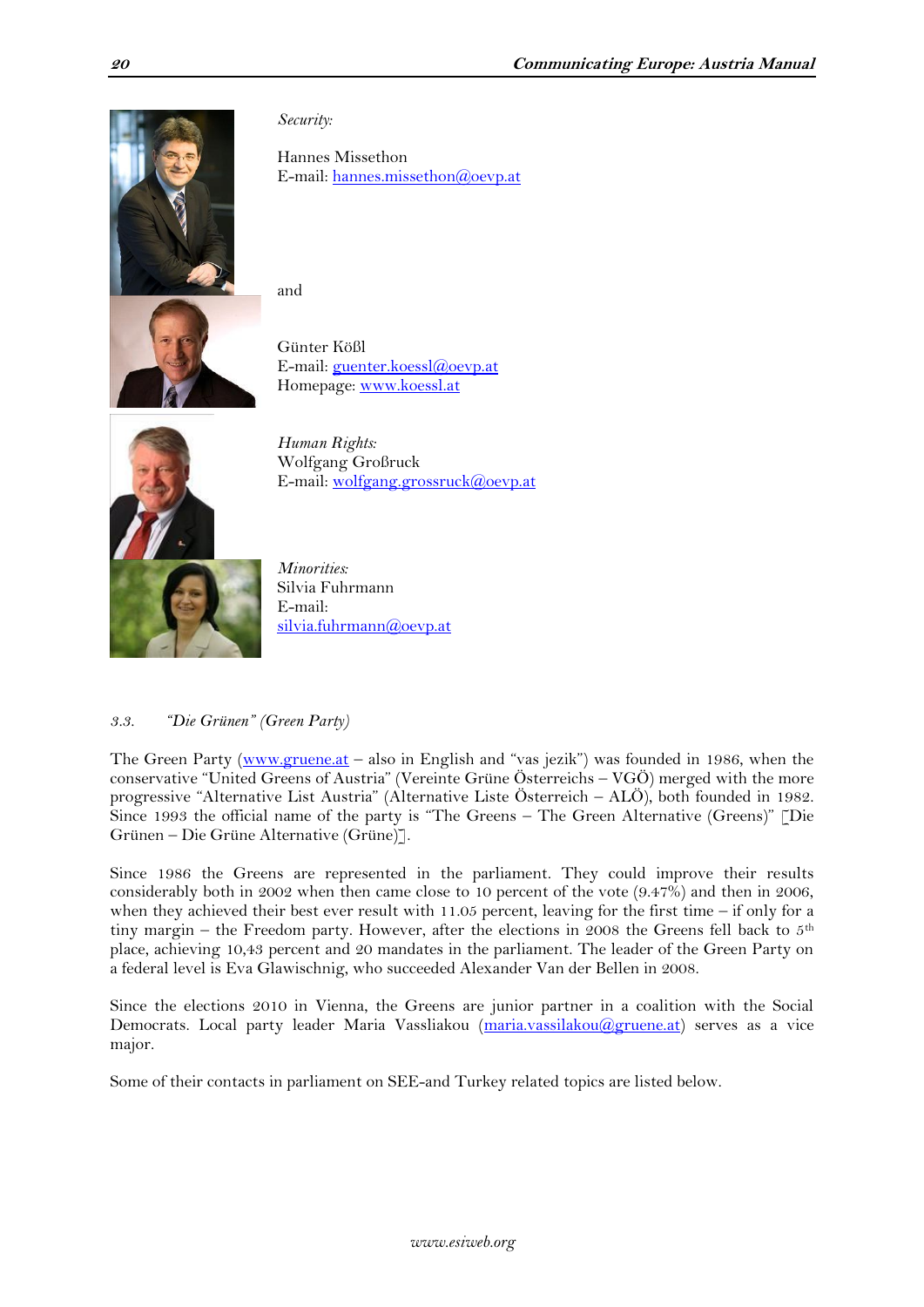*Security:*

Hannes Missethon
E-mail: hannes.missethon@oevp.at

and

Günter Kößl
E-mail: guenter.koessl@oevp.at
Homepage: www.koessl.at

*Human Rights:*
Wolfgang Großruck
E-mail: wolfgang.grossruck@oevp.at

*Minorities:*
Silvia Fuhrmann
E-mail:
silvia.fuhrmann@oevp.at

### *3.3. "Die Grünen" (Green Party)*

The Green Party (www.gruene.at – also in English and "vas jezik") was founded in 1986, when the conservative "United Greens of Austria" (Vereinte Grüne Österreichs – VGÖ) merged with the more progressive "Alternative List Austria" (Alternative Liste Österreich – ALÖ), both founded in 1982. Since 1993 the official name of the party is "The Greens – The Green Alternative (Greens)" [Die Grünen – Die Grüne Alternative (Grüne)].

Since 1986 the Greens are represented in the parliament. They could improve their results considerably both in 2002 when then came close to 10 percent of the vote (9.47%) and then in 2006, when they achieved their best ever result with 11.05 percent, leaving for the first time – if only for a tiny margin – the Freedom party. However, after the elections in 2008 the Greens fell back to 5th place, achieving 10,43 percent and 20 mandates in the parliament. The leader of the Green Party on a federal level is Eva Glawischnig, who succeeded Alexander Van der Bellen in 2008.

Since the elections 2010 in Vienna, the Greens are junior partner in a coalition with the Social Democrats. Local party leader Maria Vassliakou (maria.vassilakou@gruene.at) serves as a vice major.

Some of their contacts in parliament on SEE-and Turkey related topics are listed below.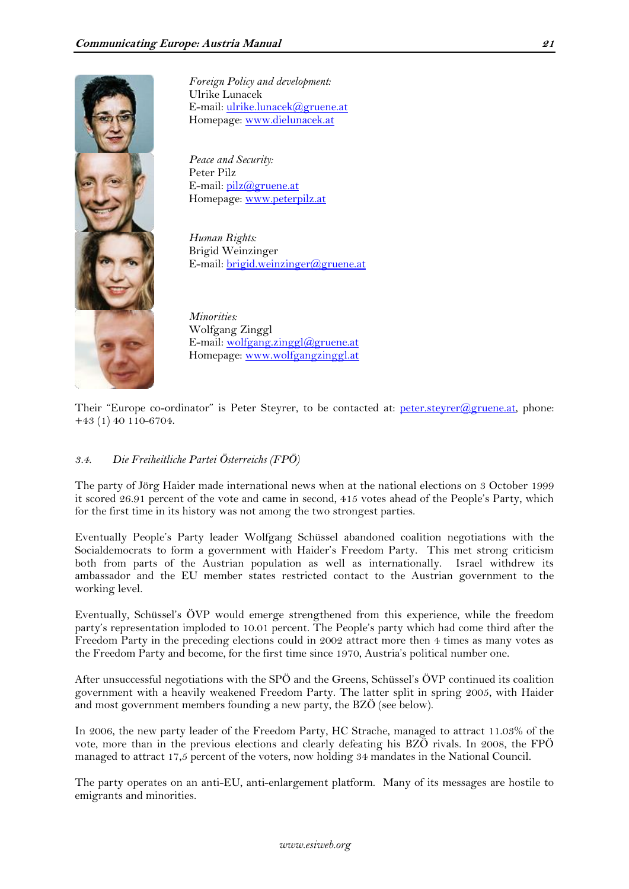*Foreign Policy and development:*
Ulrike Lunacek
E-mail: ulrike.lunacek@gruene.at
Homepage: www.dielunacek.at

*Peace and Security:*
Peter Pilz
E-mail: pilz@gruene.at
Homepage: www.peterpilz.at

*Human Rights:*
Brigid Weinzinger
E-mail: brigid.weinzinger@gruene.at

*Minorities:*
Wolfgang Zinggl
E-mail: wolfgang.zinggl@gruene.at
Homepage: www.wolfgangzinggl.at

Their "Europe co-ordinator" is Peter Steyrer, to be contacted at: peter.steyrer@gruene.at, phone: +43 (1) 40 110-6704.

### *3.4. Die Freiheitliche Partei Österreichs (FPÖ)*

The party of Jörg Haider made international news when at the national elections on 3 October 1999 it scored 26.91 percent of the vote and came in second, 415 votes ahead of the People's Party, which for the first time in its history was not among the two strongest parties.

Eventually People's Party leader Wolfgang Schüssel abandoned coalition negotiations with the Socialdemocrats to form a government with Haider's Freedom Party. This met strong criticism both from parts of the Austrian population as well as internationally. Israel withdrew its ambassador and the EU member states restricted contact to the Austrian government to the working level.

Eventually, Schüssel's ÖVP would emerge strengthened from this experience, while the freedom party's representation imploded to 10.01 percent. The People's party which had come third after the Freedom Party in the preceding elections could in 2002 attract more then 4 times as many votes as the Freedom Party and become, for the first time since 1970, Austria's political number one.

After unsuccessful negotiations with the SPÖ and the Greens, Schüssel's ÖVP continued its coalition government with a heavily weakened Freedom Party. The latter split in spring 2005, with Haider and most government members founding a new party, the BZÖ (see below).

In 2006, the new party leader of the Freedom Party, HC Strache, managed to attract 11.03% of the vote, more than in the previous elections and clearly defeating his BZÖ rivals. In 2008, the FPÖ managed to attract 17,5 percent of the voters, now holding 34 mandates in the National Council.

The party operates on an anti-EU, anti-enlargement platform. Many of its messages are hostile to emigrants and minorities.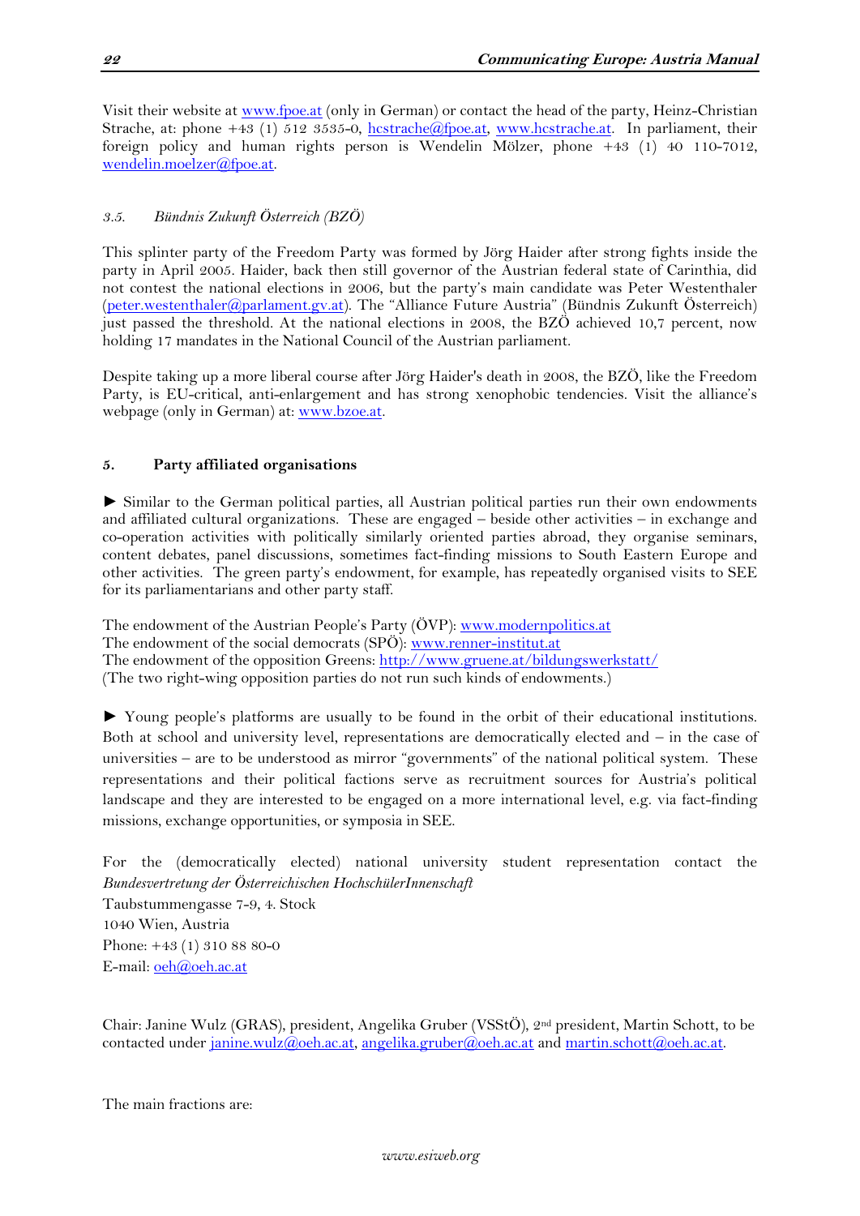Visit their website at www.fpoe.at (only in German) or contact the head of the party, Heinz-Christian Strache, at: phone +43 (1) 512 3535-0, hcstrache@fpoe.at, www.hcstrache.at. In parliament, their foreign policy and human rights person is Wendelin Mölzer, phone +43 (1) 40 110-7012, wendelin.moelzer@fpoe.at.

### *3.5. Bündnis Zukunft Österreich (BZÖ)*

This splinter party of the Freedom Party was formed by Jörg Haider after strong fights inside the party in April 2005. Haider, back then still governor of the Austrian federal state of Carinthia, did not contest the national elections in 2006, but the party's main candidate was Peter Westenthaler (peter.westenthaler@parlament.gv.at). The "Alliance Future Austria" (Bündnis Zukunft Österreich) just passed the threshold. At the national elections in 2008, the BZÖ achieved 10,7 percent, now holding 17 mandates in the National Council of the Austrian parliament.

Despite taking up a more liberal course after Jörg Haider's death in 2008, the BZÖ, like the Freedom Party, is EU-critical, anti-enlargement and has strong xenophobic tendencies. Visit the alliance's webpage (only in German) at: www.bzoe.at.

## 5. Party affiliated organisations

► Similar to the German political parties, all Austrian political parties run their own endowments and affiliated cultural organizations. These are engaged – beside other activities – in exchange and co-operation activities with politically similarly oriented parties abroad, they organise seminars, content debates, panel discussions, sometimes fact-finding missions to South Eastern Europe and other activities. The green party's endowment, for example, has repeatedly organised visits to SEE for its parliamentarians and other party staff.

The endowment of the Austrian People's Party (ÖVP): www.modernpolitics.at
The endowment of the social democrats (SPÖ): www.renner-institut.at
The endowment of the opposition Greens: http://www.gruene.at/bildungswerkstatt/
(The two right-wing opposition parties do not run such kinds of endowments.)

► Young people's platforms are usually to be found in the orbit of their educational institutions. Both at school and university level, representations are democratically elected and – in the case of universities – are to be understood as mirror "governments" of the national political system. These representations and their political factions serve as recruitment sources for Austria's political landscape and they are interested to be engaged on a more international level, e.g. via fact-finding missions, exchange opportunities, or symposia in SEE.

For the (democratically elected) national university student representation contact the *Bundesvertretung der Österreichischen HochschülerInnenschaft*
Taubstummengasse 7-9, 4. Stock
1040 Wien, Austria
Phone: +43 (1) 310 88 80-0
E-mail: oeh@oeh.ac.at

Chair: Janine Wulz (GRAS), president, Angelika Gruber (VSStÖ), 2nd president, Martin Schott, to be contacted under janine.wulz@oeh.ac.at, angelika.gruber@oeh.ac.at and martin.schott@oeh.ac.at.

The main fractions are: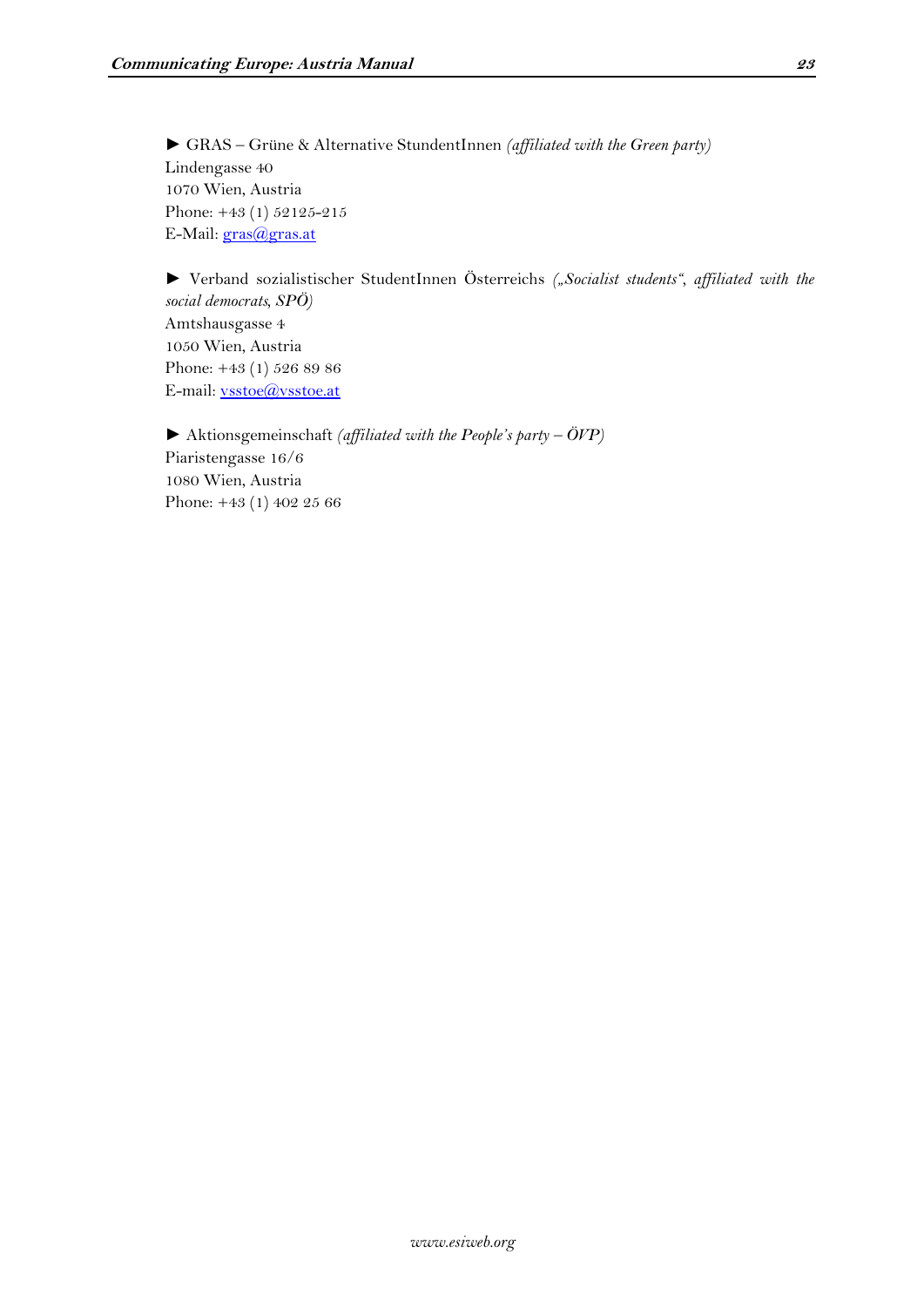► GRAS – Grüne & Alternative StundentInnen *(affiliated with the Green party)*
Lindengasse 40
1070 Wien, Austria
Phone: +43 (1) 52125-215
E-Mail: gras@gras.at

► Verband sozialistischer StudentInnen Österreichs *(„Socialist students", affiliated with the social democrats, SPÖ)*
Amtshausgasse 4
1050 Wien, Austria
Phone: +43 (1) 526 89 86
E-mail: vsstoe@vsstoe.at

► Aktionsgemeinschaft *(affiliated with the People's party – ÖVP)*
Piaristengasse 16/6
1080 Wien, Austria
Phone: +43 (1) 402 25 66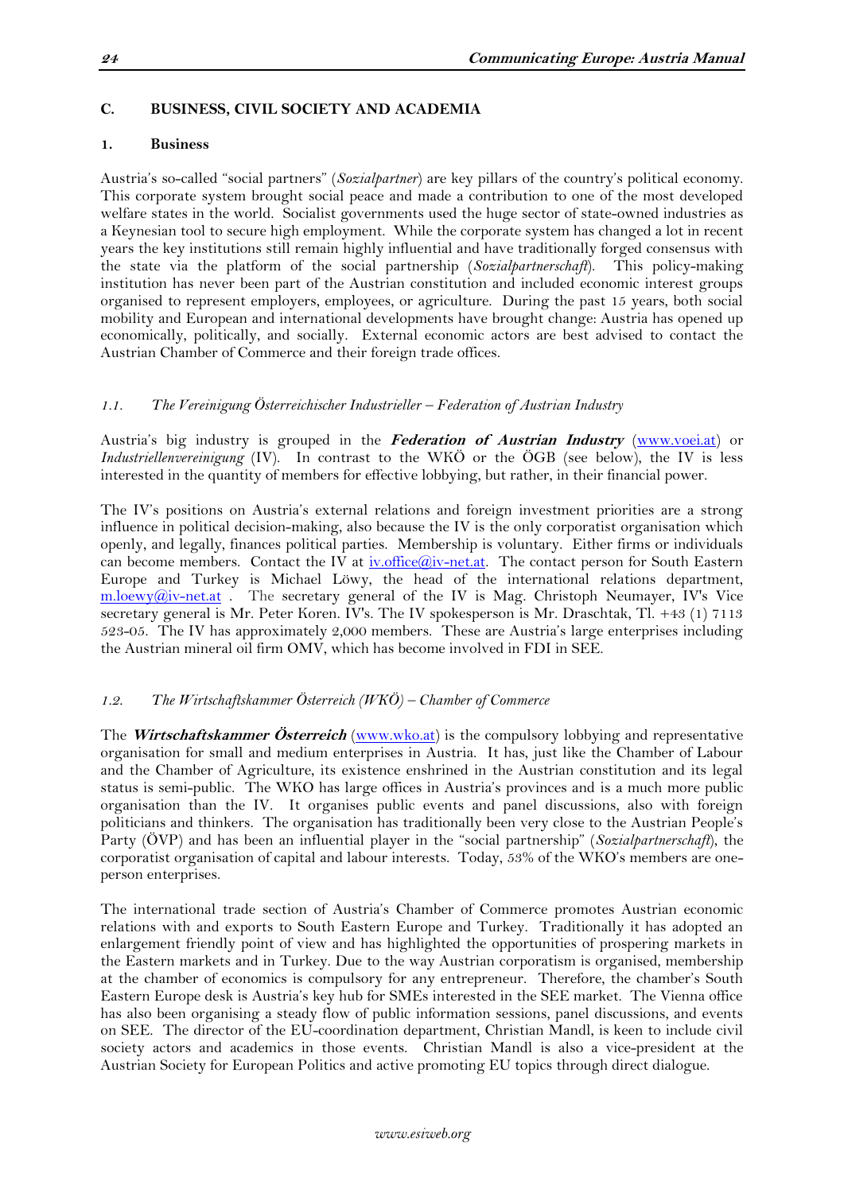## C. BUSINESS, CIVIL SOCIETY AND ACADEMIA

### 1. Business

Austria's so-called "social partners" (*Sozialpartner*) are key pillars of the country's political economy. This corporate system brought social peace and made a contribution to one of the most developed welfare states in the world. Socialist governments used the huge sector of state-owned industries as a Keynesian tool to secure high employment. While the corporate system has changed a lot in recent years the key institutions still remain highly influential and have traditionally forged consensus with the state via the platform of the social partnership (*Sozialpartnerschaft*). This policy-making institution has never been part of the Austrian constitution and included economic interest groups organised to represent employers, employees, or agriculture. During the past 15 years, both social mobility and European and international developments have brought change: Austria has opened up economically, politically, and socially. External economic actors are best advised to contact the Austrian Chamber of Commerce and their foreign trade offices.

#### *1.1. The Vereinigung Österreichischer Industrieller – Federation of Austrian Industry*

Austria's big industry is grouped in the ***Federation of Austrian Industry*** (www.voei.at) or *Industriellenvereinigung* (IV). In contrast to the WKÖ or the ÖGB (see below), the IV is less interested in the quantity of members for effective lobbying, but rather, in their financial power.

The IV's positions on Austria's external relations and foreign investment priorities are a strong influence in political decision-making, also because the IV is the only corporatist organisation which openly, and legally, finances political parties. Membership is voluntary. Either firms or individuals can become members. Contact the IV at iv.office@iv-net.at. The contact person for South Eastern Europe and Turkey is Michael Löwy, the head of the international relations department, m.loewy@iv-net.at . The secretary general of the IV is Mag. Christoph Neumayer, IV's Vice secretary general is Mr. Peter Koren. IV's. The IV spokesperson is Mr. Draschtak, Tl. +43 (1) 7113 523-05. The IV has approximately 2,000 members. These are Austria's large enterprises including the Austrian mineral oil firm OMV, which has become involved in FDI in SEE.

#### *1.2. The Wirtschaftskammer Österreich (WKÖ) – Chamber of Commerce*

The ***Wirtschaftskammer Österreich*** (www.wko.at) is the compulsory lobbying and representative organisation for small and medium enterprises in Austria. It has, just like the Chamber of Labour and the Chamber of Agriculture, its existence enshrined in the Austrian constitution and its legal status is semi-public. The WKO has large offices in Austria's provinces and is a much more public organisation than the IV. It organises public events and panel discussions, also with foreign politicians and thinkers. The organisation has traditionally been very close to the Austrian People's Party (ÖVP) and has been an influential player in the "social partnership" (*Sozialpartnerschaft*), the corporatist organisation of capital and labour interests. Today, 53% of the WKO's members are one-person enterprises.

The international trade section of Austria's Chamber of Commerce promotes Austrian economic relations with and exports to South Eastern Europe and Turkey. Traditionally it has adopted an enlargement friendly point of view and has highlighted the opportunities of prospering markets in the Eastern markets and in Turkey. Due to the way Austrian corporatism is organised, membership at the chamber of economics is compulsory for any entrepreneur. Therefore, the chamber's South Eastern Europe desk is Austria's key hub for SMEs interested in the SEE market. The Vienna office has also been organising a steady flow of public information sessions, panel discussions, and events on SEE. The director of the EU-coordination department, Christian Mandl, is keen to include civil society actors and academics in those events. Christian Mandl is also a vice-president at the Austrian Society for European Politics and active promoting EU topics through direct dialogue.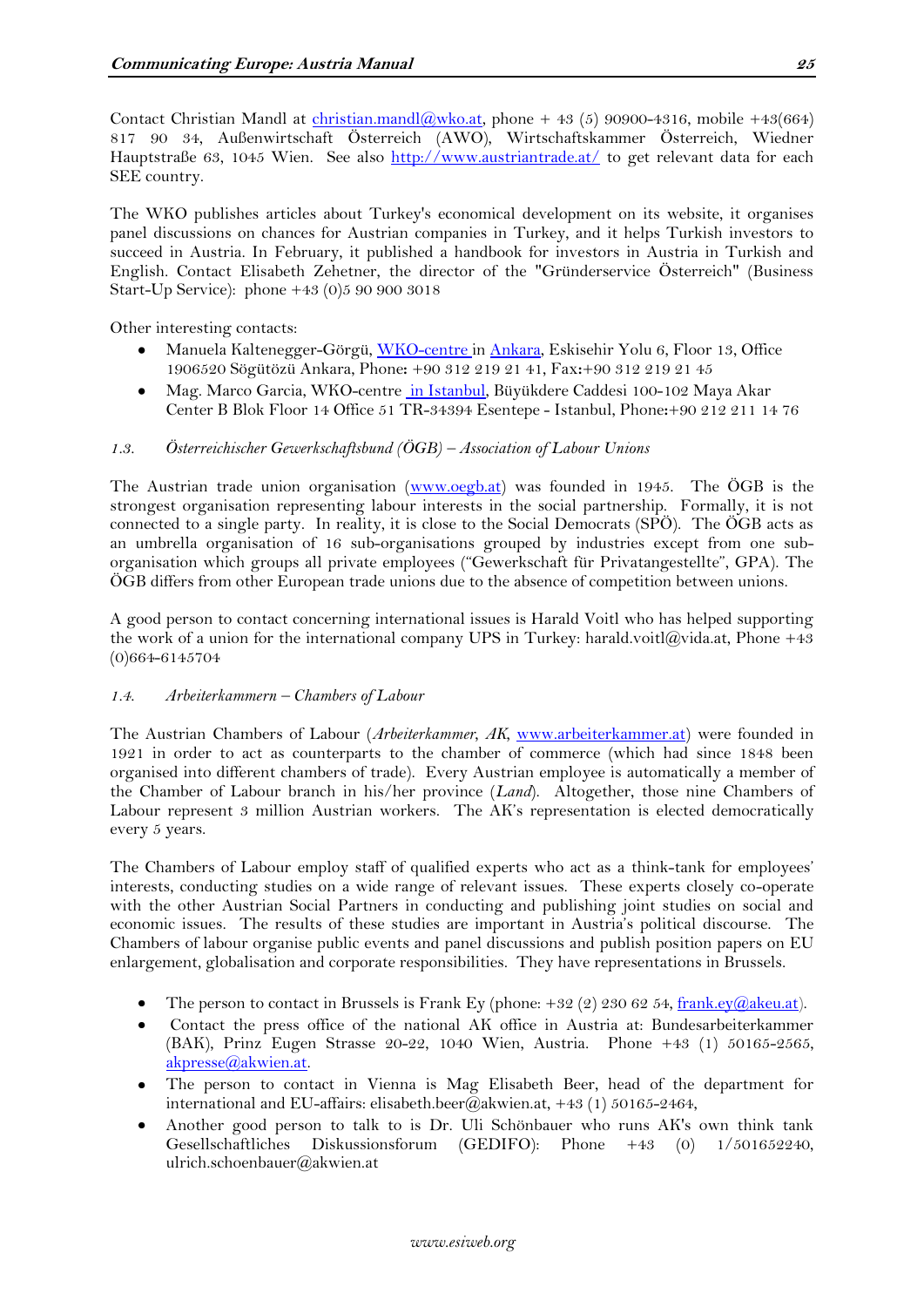Contact Christian Mandl at christian.mandl@wko.at, phone + 43 (5) 90900-4316, mobile +43(664) 817 90 34, Außenwirtschaft Österreich (AWO), Wirtschaftskammer Österreich, Wiedner Hauptstraße 63, 1045 Wien. See also http://www.austriantrade.at/ to get relevant data for each SEE country.

The WKO publishes articles about Turkey's economical development on its website, it organises panel discussions on chances for Austrian companies in Turkey, and it helps Turkish investors to succeed in Austria. In February, it published a handbook for investors in Austria in Turkish and English. Contact Elisabeth Zehetner, the director of the "Gründerservice Österreich" (Business Start-Up Service): phone +43 (0)5 90 900 3018

Other interesting contacts:

- Manuela Kaltenegger-Görgü, WKO-centre in Ankara, Eskisehir Yolu 6, Floor 13, Office 1906520 Sögütözü Ankara, Phone: +90 312 219 21 41, Fax:+90 312 219 21 45
- Mag. Marco Garcia, WKO-centre in Istanbul, Büyükdere Caddesi 100-102 Maya Akar Center B Blok Floor 14 Office 51 TR-34394 Esentepe - Istanbul, Phone:+90 212 211 14 76

### *1.3. Österreichischer Gewerkschaftsbund (ÖGB) – Association of Labour Unions*

The Austrian trade union organisation (www.oegb.at) was founded in 1945. The ÖGB is the strongest organisation representing labour interests in the social partnership. Formally, it is not connected to a single party. In reality, it is close to the Social Democrats (SPÖ). The ÖGB acts as an umbrella organisation of 16 sub-organisations grouped by industries except from one sub-organisation which groups all private employees ("Gewerkschaft für Privatangestellte", GPA). The ÖGB differs from other European trade unions due to the absence of competition between unions.

A good person to contact concerning international issues is Harald Voitl who has helped supporting the work of a union for the international company UPS in Turkey: harald.voitl@vida.at, Phone +43 (0)664-6145704

### *1.4. Arbeiterkammern – Chambers of Labour*

The Austrian Chambers of Labour (*Arbeiterkammer, AK*, www.arbeiterkammer.at) were founded in 1921 in order to act as counterparts to the chamber of commerce (which had since 1848 been organised into different chambers of trade). Every Austrian employee is automatically a member of the Chamber of Labour branch in his/her province (*Land*). Altogether, those nine Chambers of Labour represent 3 million Austrian workers. The AK's representation is elected democratically every 5 years.

The Chambers of Labour employ staff of qualified experts who act as a think-tank for employees' interests, conducting studies on a wide range of relevant issues. These experts closely co-operate with the other Austrian Social Partners in conducting and publishing joint studies on social and economic issues. The results of these studies are important in Austria's political discourse. The Chambers of labour organise public events and panel discussions and publish position papers on EU enlargement, globalisation and corporate responsibilities. They have representations in Brussels.

- The person to contact in Brussels is Frank Ey (phone: +32 (2) 230 62 54, frank.ey@akeu.at).
- Contact the press office of the national AK office in Austria at: Bundesarbeiterkammer (BAK), Prinz Eugen Strasse 20-22, 1040 Wien, Austria. Phone +43 (1) 50165-2565, akpresse@akwien.at.
- The person to contact in Vienna is Mag Elisabeth Beer, head of the department for international and EU-affairs: elisabeth.beer@akwien.at, +43 (1) 50165-2464,
- Another good person to talk to is Dr. Uli Schönbauer who runs AK's own think tank Gesellschaftliches Diskussionsforum (GEDIFO): Phone +43 (0) 1/501652240, ulrich.schoenbauer@akwien.at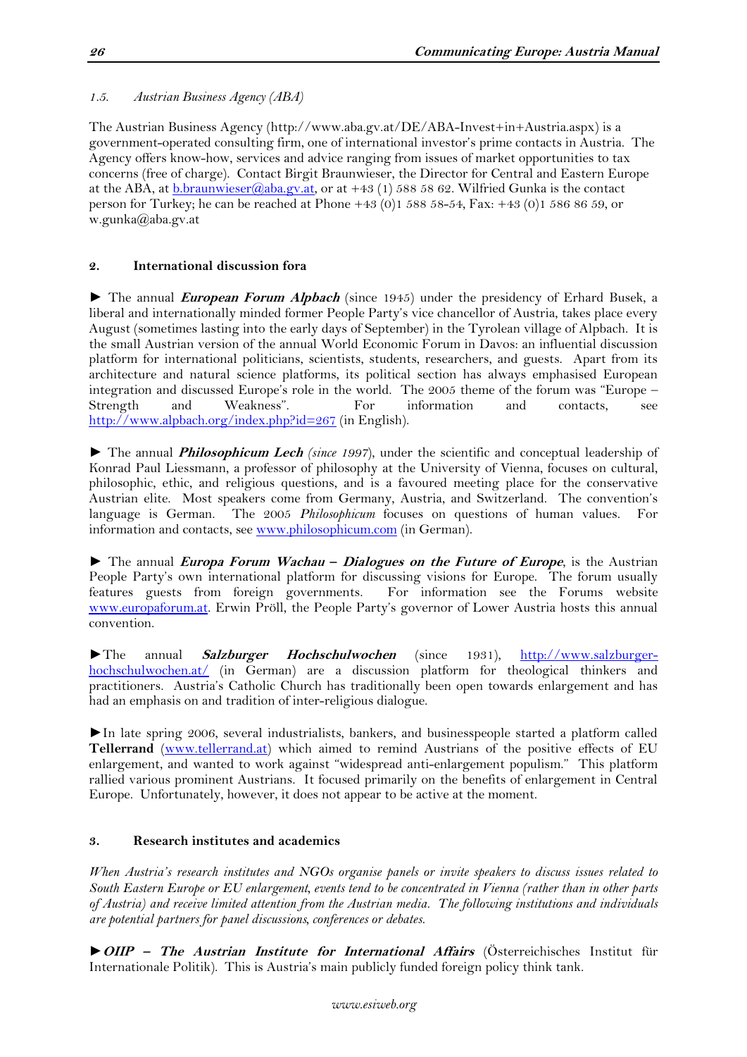### 1.5. Austrian Business Agency (ABA)

The Austrian Business Agency (http://www.aba.gv.at/DE/ABA-Invest+in+Austria.aspx) is a government-operated consulting firm, one of international investor's prime contacts in Austria. The Agency offers know-how, services and advice ranging from issues of market opportunities to tax concerns (free of charge). Contact Birgit Braunwieser, the Director for Central and Eastern Europe at the ABA, at b.braunwieser@aba.gv.at, or at +43 (1) 588 58 62. Wilfried Gunka is the contact person for Turkey; he can be reached at Phone +43 (0)1 588 58-54, Fax: +43 (0)1 586 86 59, or w.gunka@aba.gv.at

## 2. International discussion fora

► The annual ***European Forum Alpbach*** (since 1945) under the presidency of Erhard Busek, a liberal and internationally minded former People Party's vice chancellor of Austria, takes place every August (sometimes lasting into the early days of September) in the Tyrolean village of Alpbach. It is the small Austrian version of the annual World Economic Forum in Davos: an influential discussion platform for international politicians, scientists, students, researchers, and guests. Apart from its architecture and natural science platforms, its political section has always emphasised European integration and discussed Europe's role in the world. The 2005 theme of the forum was "Europe – Strength and Weakness". For information and contacts, see http://www.alpbach.org/index.php?id=267 (in English).

► The annual ***Philosophicum Lech*** *(since 1997)*, under the scientific and conceptual leadership of Konrad Paul Liessmann, a professor of philosophy at the University of Vienna, focuses on cultural, philosophic, ethic, and religious questions, and is a favoured meeting place for the conservative Austrian elite. Most speakers come from Germany, Austria, and Switzerland. The convention's language is German. The 2005 *Philosophicum* focuses on questions of human values. For information and contacts, see www.philosophicum.com (in German).

► The annual ***Europa Forum Wachau – Dialogues on the Future of Europe***, is the Austrian People Party's own international platform for discussing visions for Europe. The forum usually features guests from foreign governments. For information see the Forums website www.europaforum.at. Erwin Pröll, the People Party's governor of Lower Austria hosts this annual convention.

►The annual ***Salzburger Hochschulwochen*** (since 1931), http://www.salzburger-hochschulwochen.at/ (in German) are a discussion platform for theological thinkers and practitioners. Austria's Catholic Church has traditionally been open towards enlargement and has had an emphasis on and tradition of inter-religious dialogue.

►In late spring 2006, several industrialists, bankers, and businesspeople started a platform called **Tellerrand** (www.tellerrand.at) which aimed to remind Austrians of the positive effects of EU enlargement, and wanted to work against "widespread anti-enlargement populism." This platform rallied various prominent Austrians. It focused primarily on the benefits of enlargement in Central Europe. Unfortunately, however, it does not appear to be active at the moment.

## 3. Research institutes and academics

*When Austria's research institutes and NGOs organise panels or invite speakers to discuss issues related to South Eastern Europe or EU enlargement, events tend to be concentrated in Vienna (rather than in other parts of Austria) and receive limited attention from the Austrian media. The following institutions and individuals are potential partners for panel discussions, conferences or debates.*

►***OIIP – The Austrian Institute for International Affairs*** (Österreichisches Institut für Internationale Politik). This is Austria's main publicly funded foreign policy think tank.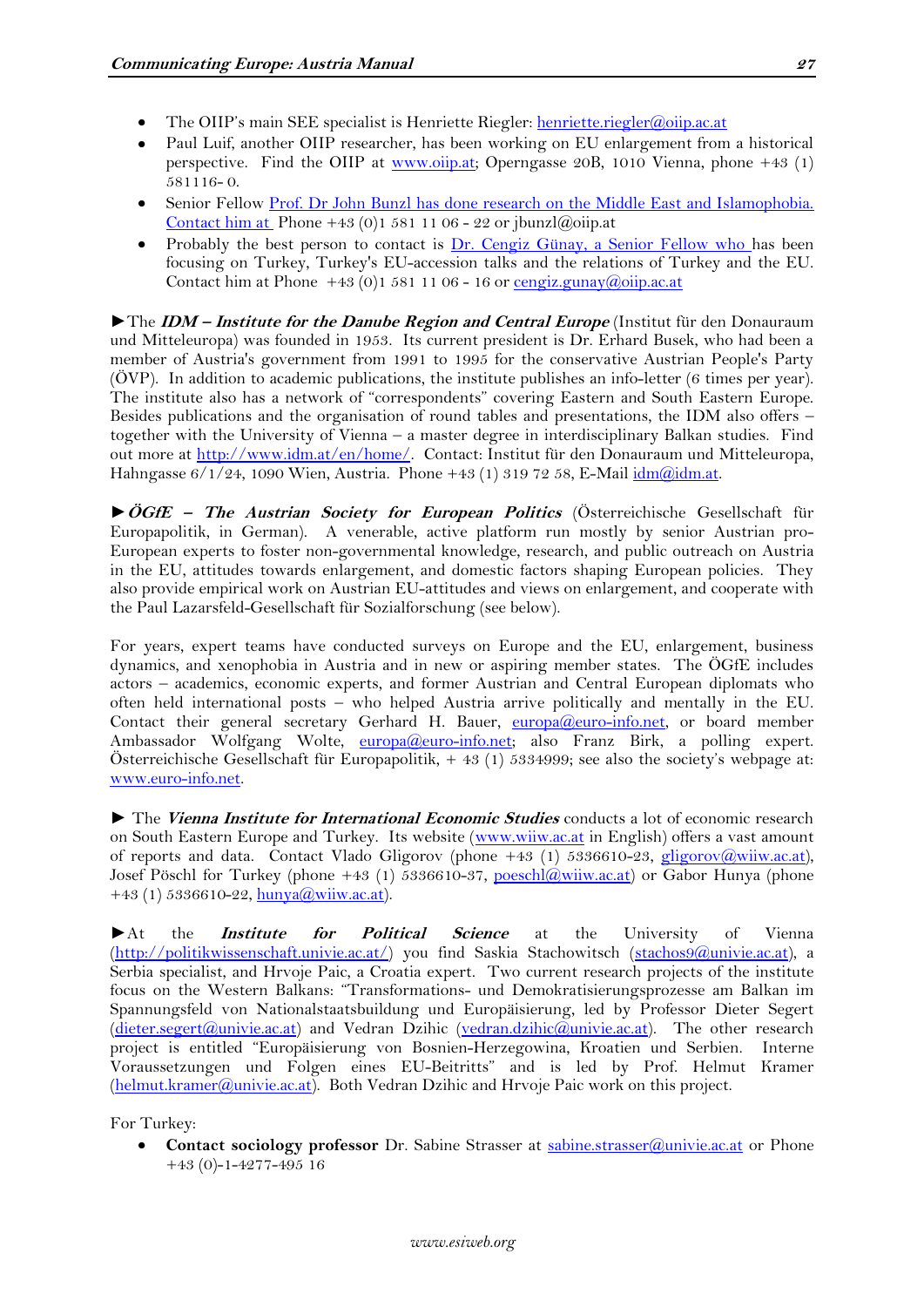- The OIIP's main SEE specialist is Henriette Riegler: henriette.riegler@oiip.ac.at
- Paul Luif, another OIIP researcher, has been working on EU enlargement from a historical perspective. Find the OIIP at www.oiip.at; Operngasse 20B, 1010 Vienna, phone +43 (1) 581116- 0.
- Senior Fellow Prof. Dr John Bunzl has done research on the Middle East and Islamophobia. Contact him at Phone +43 (0)1 581 11 06 - 22 or jbunzl@oiip.at
- Probably the best person to contact is Dr. Cengiz Günay, a Senior Fellow who has been focusing on Turkey, Turkey's EU-accession talks and the relations of Turkey and the EU. Contact him at Phone +43 (0)1 581 11 06 - 16 or cengiz.gunay@oiip.ac.at

►The ***IDM – Institute for the Danube Region and Central Europe*** (Institut für den Donauraum und Mitteleuropa) was founded in 1953. Its current president is Dr. Erhard Busek, who had been a member of Austria's government from 1991 to 1995 for the conservative Austrian People's Party (ÖVP). In addition to academic publications, the institute publishes an info-letter (6 times per year). The institute also has a network of "correspondents" covering Eastern and South Eastern Europe. Besides publications and the organisation of round tables and presentations, the IDM also offers – together with the University of Vienna – a master degree in interdisciplinary Balkan studies. Find out more at http://www.idm.at/en/home/. Contact: Institut für den Donauraum und Mitteleuropa, Hahngasse 6/1/24, 1090 Wien, Austria. Phone +43 (1) 319 72 58, E-Mail idm@idm.at.

►***ÖGfE – The Austrian Society for European Politics*** (Österreichische Gesellschaft für Europapolitik, in German). A venerable, active platform run mostly by senior Austrian pro-European experts to foster non-governmental knowledge, research, and public outreach on Austria in the EU, attitudes towards enlargement, and domestic factors shaping European policies. They also provide empirical work on Austrian EU-attitudes and views on enlargement, and cooperate with the Paul Lazarsfeld-Gesellschaft für Sozialforschung (see below).

For years, expert teams have conducted surveys on Europe and the EU, enlargement, business dynamics, and xenophobia in Austria and in new or aspiring member states. The ÖGfE includes actors – academics, economic experts, and former Austrian and Central European diplomats who often held international posts – who helped Austria arrive politically and mentally in the EU. Contact their general secretary Gerhard H. Bauer, europa@euro-info.net, or board member Ambassador Wolfgang Wolte, europa@euro-info.net; also Franz Birk, a polling expert. Österreichische Gesellschaft für Europapolitik, + 43 (1) 5334999; see also the society's webpage at: www.euro-info.net.

► The ***Vienna Institute for International Economic Studies*** conducts a lot of economic research on South Eastern Europe and Turkey. Its website (www.wiiw.ac.at in English) offers a vast amount of reports and data. Contact Vlado Gligorov (phone +43 (1) 5336610-23, gligorov@wiiw.ac.at), Josef Pöschl for Turkey (phone +43 (1) 5336610-37, poeschl@wiiw.ac.at) or Gabor Hunya (phone +43 (1) 5336610-22, hunya@wiiw.ac.at).

►At the ***Institute for Political Science*** at the University of Vienna (http://politikwissenschaft.univie.ac.at/) you find Saskia Stachowitsch (stachos9@univie.ac.at), a Serbia specialist, and Hrvoje Paic, a Croatia expert. Two current research projects of the institute focus on the Western Balkans: "Transformations- und Demokratisierungsprozesse am Balkan im Spannungsfeld von Nationalstaatsbuildung und Europäisierung, led by Professor Dieter Segert (dieter.segert@univie.ac.at) and Vedran Dzihic (vedran.dzihic@univie.ac.at). The other research project is entitled "Europäisierung von Bosnien-Herzegowina, Kroatien und Serbien. Interne Voraussetzungen und Folgen eines EU-Beitritts" and is led by Prof. Helmut Kramer (helmut.kramer@univie.ac.at). Both Vedran Dzihic and Hrvoje Paic work on this project.

For Turkey:

- **Contact sociology professor** Dr. Sabine Strasser at sabine.strasser@univie.ac.at or Phone +43 (0)-1-4277-495 16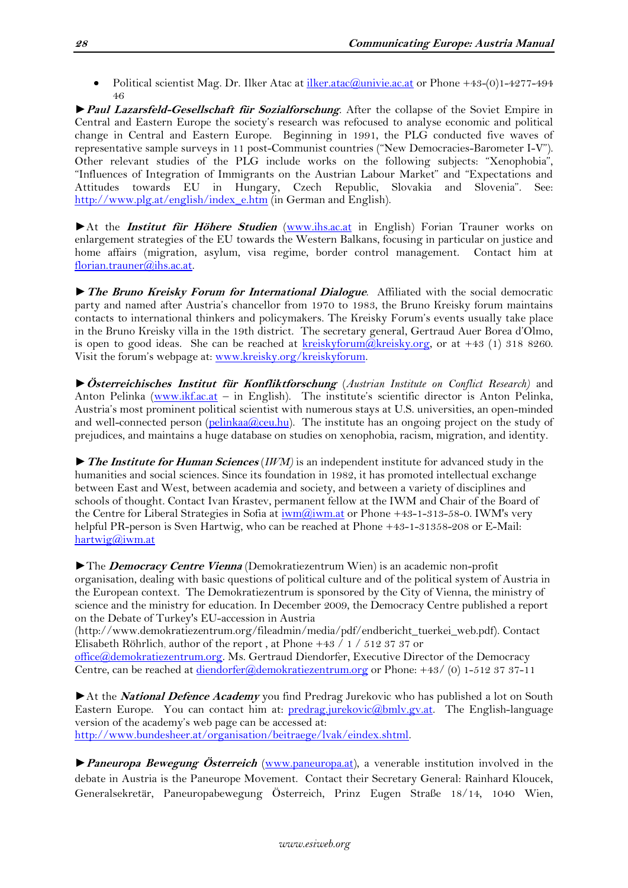- Political scientist Mag. Dr. Ilker Atac at ilker.atac@univie.ac.at or Phone +43-(0)1-4277-494 46

►***Paul Lazarsfeld-Gesellschaft für Sozialforschung***. After the collapse of the Soviet Empire in Central and Eastern Europe the society's research was refocused to analyse economic and political change in Central and Eastern Europe. Beginning in 1991, the PLG conducted five waves of representative sample surveys in 11 post-Communist countries ("New Democracies-Barometer I-V"). Other relevant studies of the PLG include works on the following subjects: "Xenophobia", "Influences of Integration of Immigrants on the Austrian Labour Market" and "Expectations and Attitudes towards EU in Hungary, Czech Republic, Slovakia and Slovenia". See: http://www.plg.at/english/index_e.htm (in German and English).

►At the ***Institut für Höhere Studien*** (www.ihs.ac.at in English) Forian Trauner works on enlargement strategies of the EU towards the Western Balkans, focusing in particular on justice and home affairs (migration, asylum, visa regime, border control management. Contact him at florian.trauner@ihs.ac.at.

►***The Bruno Kreisky Forum for International Dialogue***. Affiliated with the social democratic party and named after Austria's chancellor from 1970 to 1983, the Bruno Kreisky forum maintains contacts to international thinkers and policymakers. The Kreisky Forum's events usually take place in the Bruno Kreisky villa in the 19th district. The secretary general, Gertraud Auer Borea d'Olmo, is open to good ideas. She can be reached at kreiskyforum@kreisky.org, or at +43 (1) 318 8260. Visit the forum's webpage at: www.kreisky.org/kreiskyforum.

►***Österreichisches Institut für Konfliktforschung*** (*Austrian Institute on Conflict Research)* and Anton Pelinka (www.ikf.ac.at – in English). The institute's scientific director is Anton Pelinka, Austria's most prominent political scientist with numerous stays at U.S. universities, an open-minded and well-connected person (pelinkaa@ceu.hu). The institute has an ongoing project on the study of prejudices, and maintains a huge database on studies on xenophobia, racism, migration, and identity.

►***The Institute for Human Sciences*** (*IWM)* is an independent institute for advanced study in the humanities and social sciences. Since its foundation in 1982, it has promoted intellectual exchange between East and West, between academia and society, and between a variety of disciplines and schools of thought. Contact Ivan Krastev, permanent fellow at the IWM and Chair of the Board of the Centre for Liberal Strategies in Sofia at iwm@iwm.at or Phone +43-1-313-58-0. IWM's very helpful PR-person is Sven Hartwig, who can be reached at Phone +43-1-31358-208 or E-Mail: hartwig@iwm.at

►The ***Democracy Centre Vienna*** (Demokratiezentrum Wien) is an academic non-profit organisation, dealing with basic questions of political culture and of the political system of Austria in the European context. The Demokratiezentrum is sponsored by the City of Vienna, the ministry of science and the ministry for education. In December 2009, the Democracy Centre published a report on the Debate of Turkey's EU-accession in Austria (http://www.demokratiezentrum.org/fileadmin/media/pdf/endbericht_tuerkei_web.pdf). Contact Elisabeth Röhrlich, author of the report , at Phone +43 / 1 / 512 37 37 or office@demokratiezentrum.org. Ms. Gertraud Diendorfer, Executive Director of the Democracy Centre, can be reached at diendorfer@demokratiezentrum.org or Phone: +43/ (0) 1-512 37 37-11

►At the ***National Defence Academy*** you find Predrag Jurekovic who has published a lot on South Eastern Europe. You can contact him at: predrag.jurekovic@bmlv.gv.at. The English-language version of the academy's web page can be accessed at: http://www.bundesheer.at/organisation/beitraege/lvak/eindex.shtml.

►***Paneuropa Bewegung Österreich*** (www.paneuropa.at), a venerable institution involved in the debate in Austria is the Paneurope Movement. Contact their Secretary General: Rainhard Kloucek, Generalsekretär, Paneuropabewegung Österreich, Prinz Eugen Straße 18/14, 1040 Wien,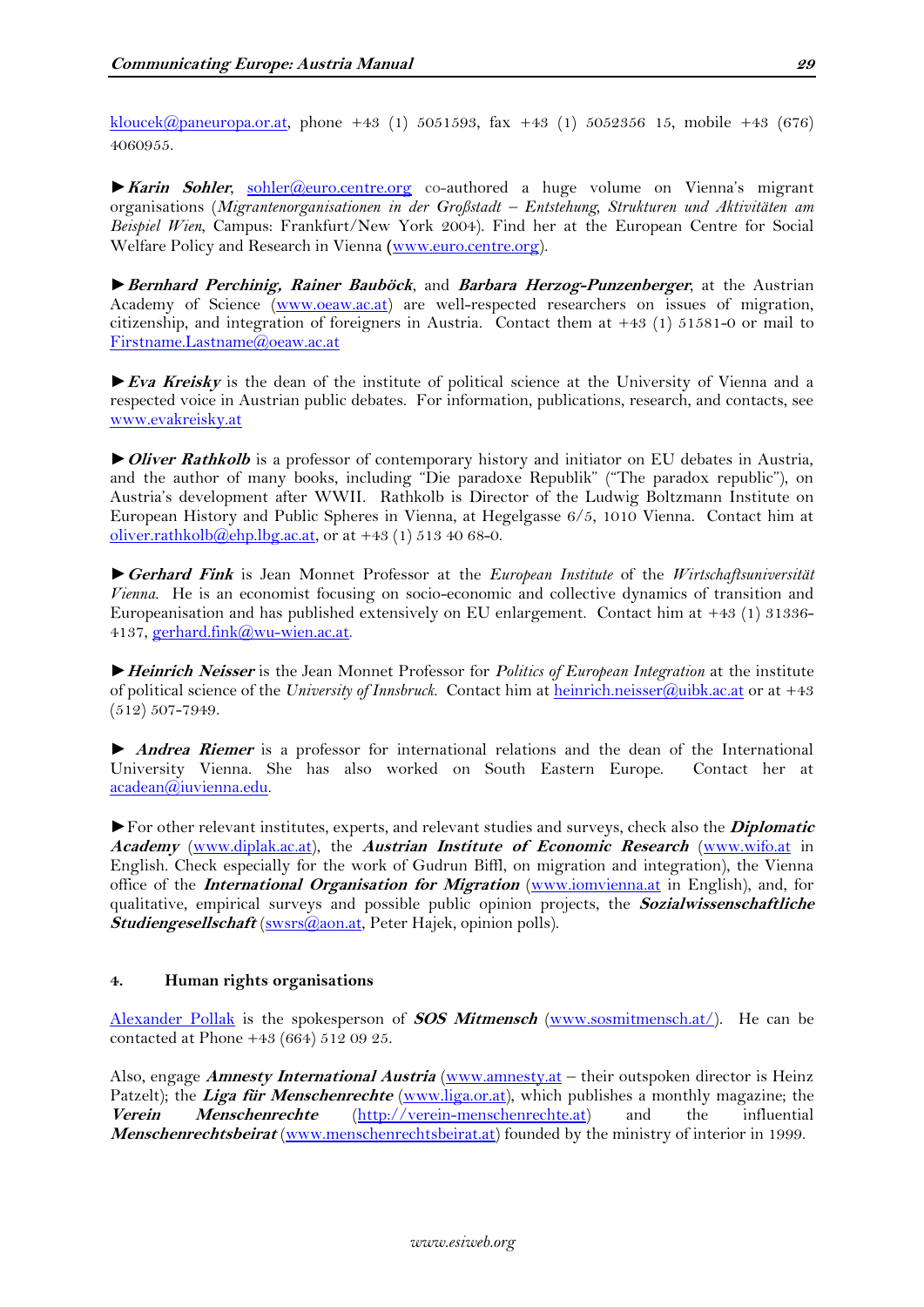kloucek@paneuropa.or.at, phone +43 (1) 5051593, fax +43 (1) 5052356 15, mobile +43 (676) 4060955.

►***Karin Sohler***, sohler@euro.centre.org co-authored a huge volume on Vienna's migrant organisations (*Migrantenorganisationen in der Großstadt – Entstehung, Strukturen und Aktivitäten am Beispiel Wien*, Campus: Frankfurt/New York 2004). Find her at the European Centre for Social Welfare Policy and Research in Vienna (www.euro.centre.org).

►***Bernhard Perchinig, Rainer Bauböck***, and ***Barbara Herzog-Punzenberger***, at the Austrian Academy of Science (www.oeaw.ac.at) are well-respected researchers on issues of migration, citizenship, and integration of foreigners in Austria. Contact them at +43 (1) 51581-0 or mail to Firstname.Lastname@oeaw.ac.at

►***Eva Kreisky*** is the dean of the institute of political science at the University of Vienna and a respected voice in Austrian public debates. For information, publications, research, and contacts, see www.evakreisky.at

►***Oliver Rathkolb*** is a professor of contemporary history and initiator on EU debates in Austria, and the author of many books, including "Die paradoxe Republik" ("The paradox republic"), on Austria's development after WWII. Rathkolb is Director of the Ludwig Boltzmann Institute on European History and Public Spheres in Vienna, at Hegelgasse 6/5, 1010 Vienna. Contact him at oliver.rathkolb@ehp.lbg.ac.at, or at +43 (1) 513 40 68-0.

►***Gerhard Fink*** is Jean Monnet Professor at the *European Institute* of the *Wirtschaftsuniversität Vienna*. He is an economist focusing on socio-economic and collective dynamics of transition and Europeanisation and has published extensively on EU enlargement. Contact him at +43 (1) 31336-4137, gerhard.fink@wu-wien.ac.at.

►***Heinrich Neisser*** is the Jean Monnet Professor for *Politics of European Integration* at the institute of political science of the *University of Innsbruck*. Contact him at heinrich.neisser@uibk.ac.at or at +43 (512) 507-7949.

► ***Andrea Riemer*** is a professor for international relations and the dean of the International University Vienna. She has also worked on South Eastern Europe. Contact her at acadean@iuvienna.edu.

►For other relevant institutes, experts, and relevant studies and surveys, check also the ***Diplomatic Academy*** (www.diplak.ac.at), the ***Austrian Institute of Economic Research*** (www.wifo.at in English. Check especially for the work of Gudrun Biffl, on migration and integration), the Vienna office of the ***International Organisation for Migration*** (www.iomvienna.at in English), and, for qualitative, empirical surveys and possible public opinion projects, the ***Sozialwissenschaftliche Studiengesellschaft*** (swsrs@aon.at, Peter Hajek, opinion polls).

## 4. Human rights organisations

Alexander Pollak is the spokesperson of ***SOS Mitmensch*** (www.sosmitmensch.at/). He can be contacted at Phone +43 (664) 512 09 25.

Also, engage ***Amnesty International Austria*** (www.amnesty.at – their outspoken director is Heinz Patzelt); the ***Liga für Menschenrechte*** (www.liga.or.at), which publishes a monthly magazine; the ***Verein Menschenrechte*** (http://verein-menschenrechte.at) and the influential ***Menschenrechtsbeirat*** (www.menschenrechtsbeirat.at) founded by the ministry of interior in 1999.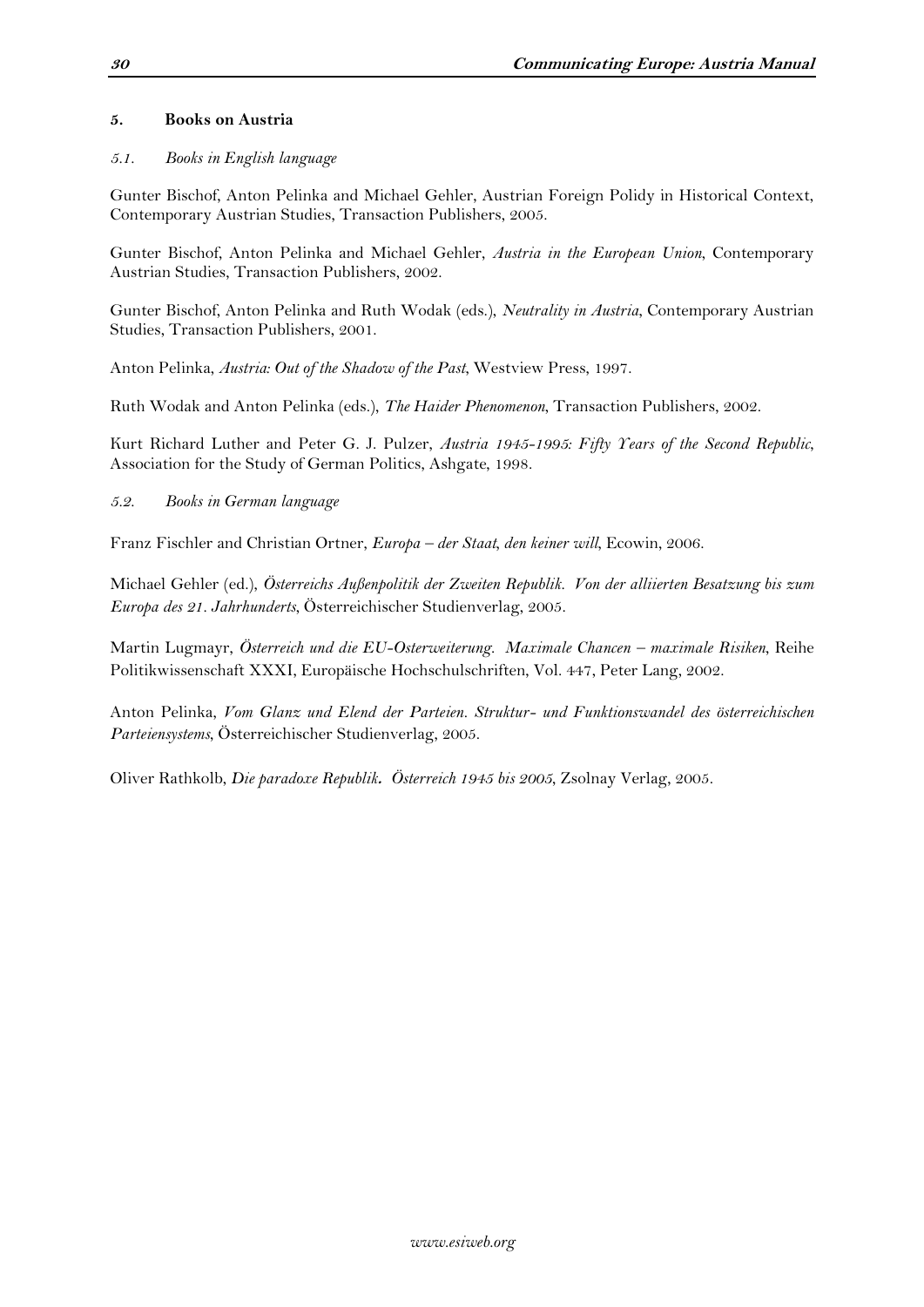## 5. Books on Austria

### *5.1. Books in English language*

Gunter Bischof, Anton Pelinka and Michael Gehler, Austrian Foreign Polidy in Historical Context, Contemporary Austrian Studies, Transaction Publishers, 2005.

Gunter Bischof, Anton Pelinka and Michael Gehler, *Austria in the European Union*, Contemporary Austrian Studies, Transaction Publishers, 2002.

Gunter Bischof, Anton Pelinka and Ruth Wodak (eds.), *Neutrality in Austria*, Contemporary Austrian Studies, Transaction Publishers, 2001.

Anton Pelinka, *Austria: Out of the Shadow of the Past*, Westview Press, 1997.

Ruth Wodak and Anton Pelinka (eds.), *The Haider Phenomenon*, Transaction Publishers, 2002.

Kurt Richard Luther and Peter G. J. Pulzer, *Austria 1945-1995: Fifty Years of the Second Republic*, Association for the Study of German Politics, Ashgate, 1998.

### *5.2. Books in German language*

Franz Fischler and Christian Ortner, *Europa – der Staat, den keiner will*, Ecowin, 2006.

Michael Gehler (ed.), *Österreichs Außenpolitik der Zweiten Republik. Von der alliierten Besatzung bis zum Europa des 21. Jahrhunderts*, Österreichischer Studienverlag, 2005.

Martin Lugmayr, *Österreich und die EU-Osterweiterung. Maximale Chancen – maximale Risiken*, Reihe Politikwissenschaft XXXI, Europäische Hochschulschriften, Vol. 447, Peter Lang, 2002.

Anton Pelinka, *Vom Glanz und Elend der Parteien. Struktur- und Funktionswandel des österreichischen Parteiensystems*, Österreichischer Studienverlag, 2005.

Oliver Rathkolb, *Die paradoxe Republik. Österreich 1945 bis 2005*, Zsolnay Verlag, 2005.